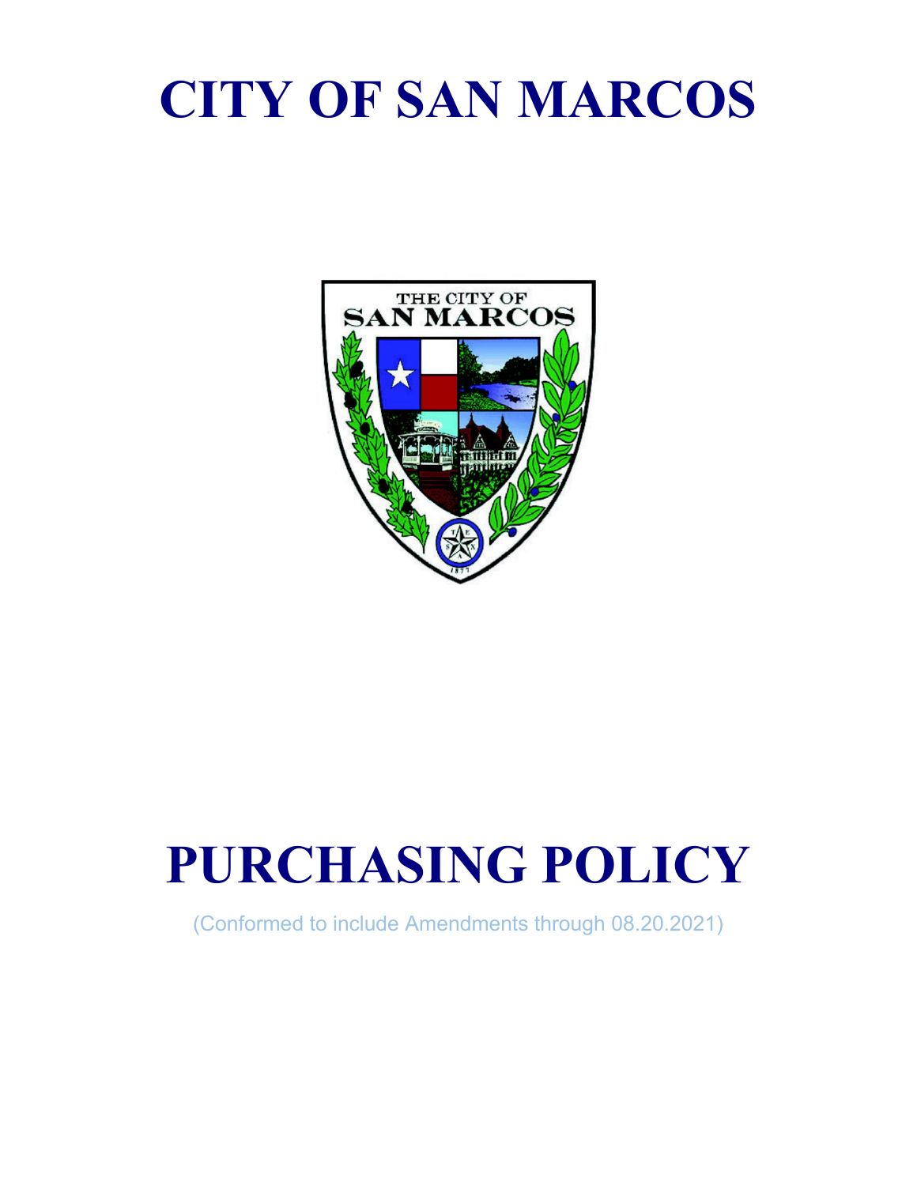# CITY OF SAN MARCOS

# PURCHASING POLICY

(Conformed to include Amendments through 08.20.2021)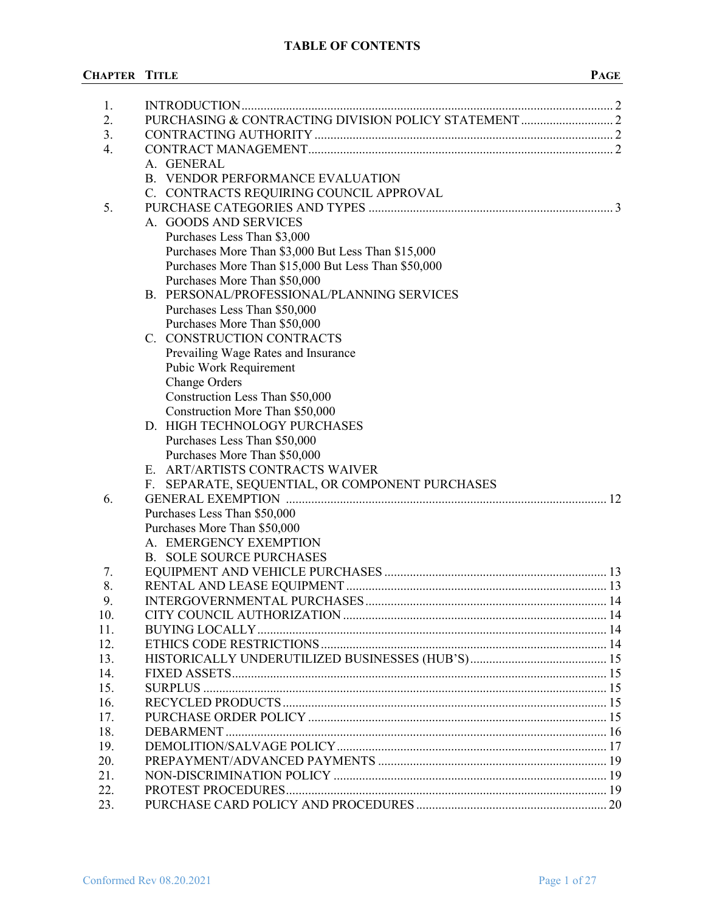# TABLE OF CONTENTS

| CHAPTER | TITLE | PAGE |
|---|---|---|
| 1. | INTRODUCTION | 2 |
| 2. | PURCHASING & CONTRACTING DIVISION POLICY STATEMENT | 2 |
| 3. | CONTRACTING AUTHORITY | 2 |
| 4. | CONTRACT MANAGEMENT | 2 |
| | A. GENERAL | |
| | B. VENDOR PERFORMANCE EVALUATION | |
| | C. CONTRACTS REQUIRING COUNCIL APPROVAL | |
| 5. | PURCHASE CATEGORIES AND TYPES | 3 |
| | A. GOODS AND SERVICES | |
| | Purchases Less Than $3,000 | |
| | Purchases More Than $3,000 But Less Than $15,000 | |
| | Purchases More Than $15,000 But Less Than $50,000 | |
| | Purchases More Than $50,000 | |
| | B. PERSONAL/PROFESSIONAL/PLANNING SERVICES | |
| | Purchases Less Than $50,000 | |
| | Purchases More Than $50,000 | |
| | C. CONSTRUCTION CONTRACTS | |
| | Prevailing Wage Rates and Insurance | |
| | Pubic Work Requirement | |
| | Change Orders | |
| | Construction Less Than $50,000 | |
| | Construction More Than $50,000 | |
| | D. HIGH TECHNOLOGY PURCHASES | |
| | Purchases Less Than $50,000 | |
| | Purchases More Than $50,000 | |
| | E. ART/ARTISTS CONTRACTS WAIVER | |
| | F. SEPARATE, SEQUENTIAL, OR COMPONENT PURCHASES | |
| 6. | GENERAL EXEMPTION | 12 |
| | Purchases Less Than $50,000 | |
| | Purchases More Than $50,000 | |
| | A. EMERGENCY EXEMPTION | |
| | B. SOLE SOURCE PURCHASES | |
| 7. | EQUIPMENT AND VEHICLE PURCHASES | 13 |
| 8. | RENTAL AND LEASE EQUIPMENT | 13 |
| 9. | INTERGOVERNMENTAL PURCHASES | 14 |
| 10. | CITY COUNCIL AUTHORIZATION | 14 |
| 11. | BUYING LOCALLY | 14 |
| 12. | ETHICS CODE RESTRICTIONS | 14 |
| 13. | HISTORICALLY UNDERUTILIZED BUSINESSES (HUB'S) | 15 |
| 14. | FIXED ASSETS | 15 |
| 15. | SURPLUS | 15 |
| 16. | RECYCLED PRODUCTS | 15 |
| 17. | PURCHASE ORDER POLICY | 15 |
| 18. | DEBARMENT | 16 |
| 19. | DEMOLITION/SALVAGE POLICY | 17 |
| 20. | PREPAYMENT/ADVANCED PAYMENTS | 19 |
| 21. | NON-DISCRIMINATION POLICY | 19 |
| 22. | PROTEST PROCEDURES | 19 |
| 23. | PURCHASE CARD POLICY AND PROCEDURES | 20 |

Conformed Rev 08.20.2021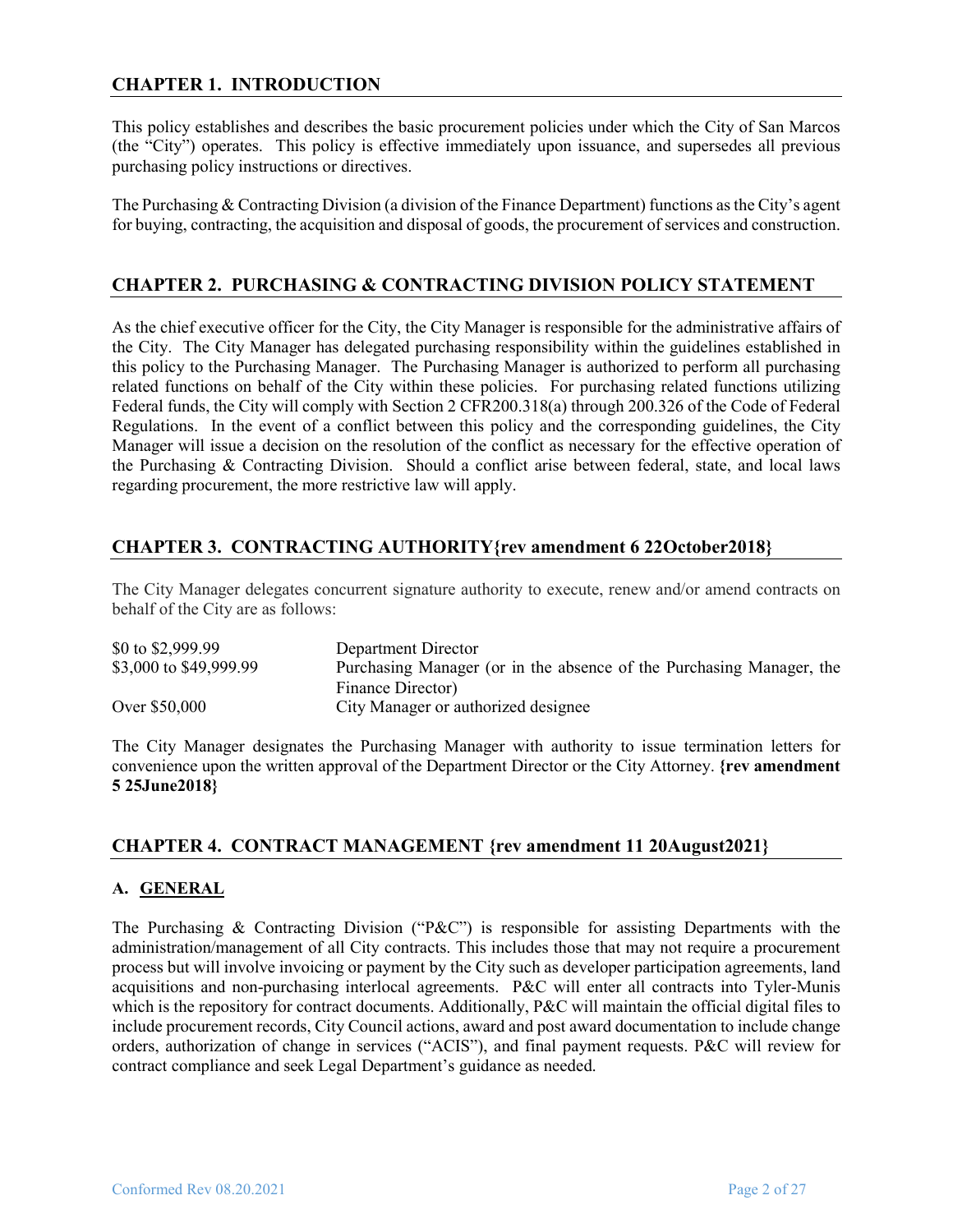## CHAPTER 1. INTRODUCTION

This policy establishes and describes the basic procurement policies under which the City of San Marcos (the "City") operates. This policy is effective immediately upon issuance, and supersedes all previous purchasing policy instructions or directives.

The Purchasing & Contracting Division (a division of the Finance Department) functions as the City's agent for buying, contracting, the acquisition and disposal of goods, the procurement of services and construction.

## CHAPTER 2. PURCHASING & CONTRACTING DIVISION POLICY STATEMENT

As the chief executive officer for the City, the City Manager is responsible for the administrative affairs of the City. The City Manager has delegated purchasing responsibility within the guidelines established in this policy to the Purchasing Manager. The Purchasing Manager is authorized to perform all purchasing related functions on behalf of the City within these policies. For purchasing related functions utilizing Federal funds, the City will comply with Section 2 CFR200.318(a) through 200.326 of the Code of Federal Regulations. In the event of a conflict between this policy and the corresponding guidelines, the City Manager will issue a decision on the resolution of the conflict as necessary for the effective operation of the Purchasing & Contracting Division. Should a conflict arise between federal, state, and local laws regarding procurement, the more restrictive law will apply.

## CHAPTER 3. CONTRACTING AUTHORITY{rev amendment 6 22October2018}

The City Manager delegates concurrent signature authority to execute, renew and/or amend contracts on behalf of the City are as follows:

| | |
|---|---|
| $0 to $2,999.99 | Department Director |
| $3,000 to $49,999.99 | Purchasing Manager (or in the absence of the Purchasing Manager, the Finance Director) |
| Over $50,000 | City Manager or authorized designee |

The City Manager designates the Purchasing Manager with authority to issue termination letters for convenience upon the written approval of the Department Director or the City Attorney. **{rev amendment 5 25June2018}**

## CHAPTER 4. CONTRACT MANAGEMENT {rev amendment 11 20August2021}

### A. GENERAL

The Purchasing & Contracting Division ("P&C") is responsible for assisting Departments with the administration/management of all City contracts. This includes those that may not require a procurement process but will involve invoicing or payment by the City such as developer participation agreements, land acquisitions and non-purchasing interlocal agreements. P&C will enter all contracts into Tyler-Munis which is the repository for contract documents. Additionally, P&C will maintain the official digital files to include procurement records, City Council actions, award and post award documentation to include change orders, authorization of change in services ("ACIS"), and final payment requests. P&C will review for contract compliance and seek Legal Department's guidance as needed.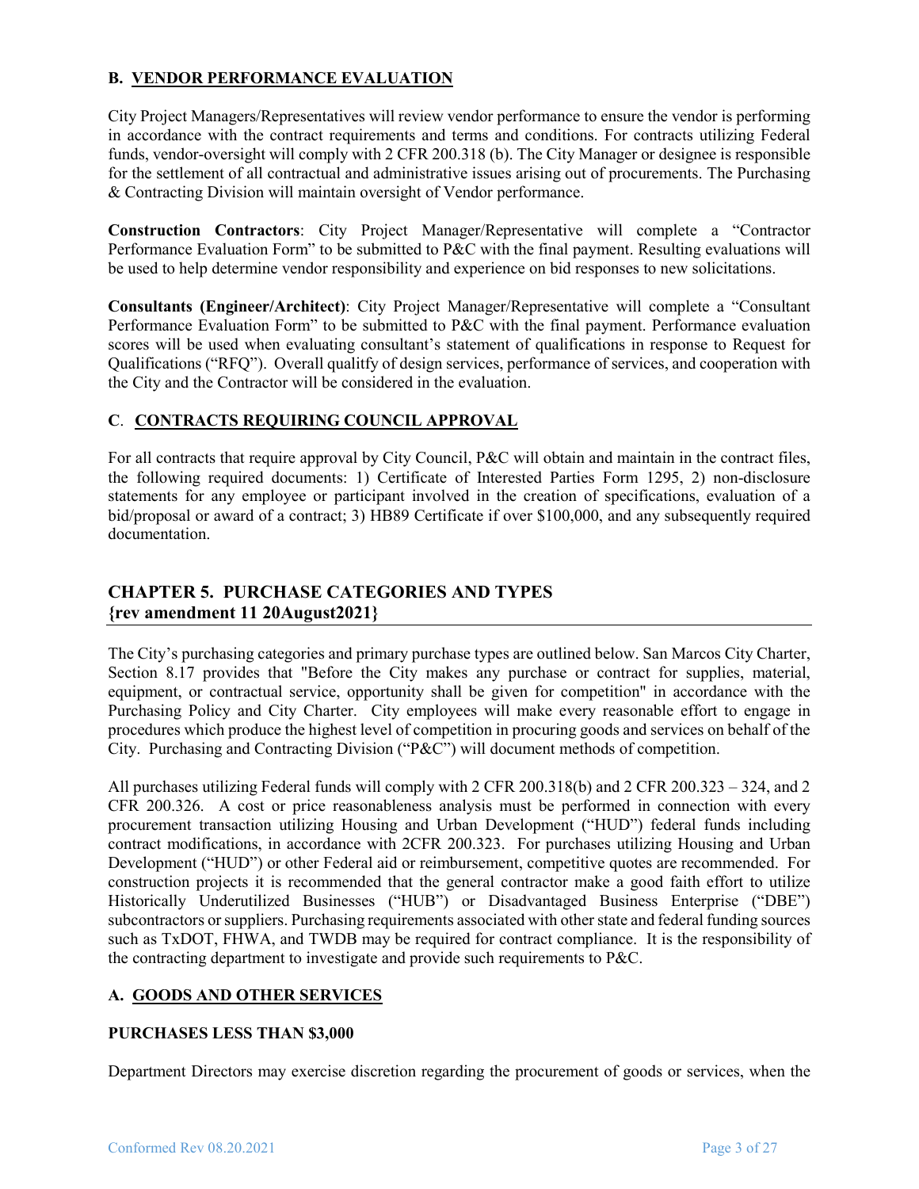### B. VENDOR PERFORMANCE EVALUATION

City Project Managers/Representatives will review vendor performance to ensure the vendor is performing in accordance with the contract requirements and terms and conditions. For contracts utilizing Federal funds, vendor-oversight will comply with 2 CFR 200.318 (b). The City Manager or designee is responsible for the settlement of all contractual and administrative issues arising out of procurements. The Purchasing & Contracting Division will maintain oversight of Vendor performance.

**Construction Contractors**: City Project Manager/Representative will complete a "Contractor Performance Evaluation Form" to be submitted to P&C with the final payment. Resulting evaluations will be used to help determine vendor responsibility and experience on bid responses to new solicitations.

**Consultants (Engineer/Architect)**: City Project Manager/Representative will complete a "Consultant Performance Evaluation Form" to be submitted to P&C with the final payment. Performance evaluation scores will be used when evaluating consultant's statement of qualifications in response to Request for Qualifications ("RFQ"). Overall qualitfy of design services, performance of services, and cooperation with the City and the Contractor will be considered in the evaluation.

### C. CONTRACTS REQUIRING COUNCIL APPROVAL

For all contracts that require approval by City Council, P&C will obtain and maintain in the contract files, the following required documents: 1) Certificate of Interested Parties Form 1295, 2) non-disclosure statements for any employee or participant involved in the creation of specifications, evaluation of a bid/proposal or award of a contract; 3) HB89 Certificate if over $100,000, and any subsequently required documentation.

## CHAPTER 5. PURCHASE CATEGORIES AND TYPES {rev amendment 11 20August2021}

The City's purchasing categories and primary purchase types are outlined below. San Marcos City Charter, Section 8.17 provides that "Before the City makes any purchase or contract for supplies, material, equipment, or contractual service, opportunity shall be given for competition" in accordance with the Purchasing Policy and City Charter. City employees will make every reasonable effort to engage in procedures which produce the highest level of competition in procuring goods and services on behalf of the City. Purchasing and Contracting Division ("P&C") will document methods of competition.

All purchases utilizing Federal funds will comply with 2 CFR 200.318(b) and 2 CFR 200.323 – 324, and 2 CFR 200.326. A cost or price reasonableness analysis must be performed in connection with every procurement transaction utilizing Housing and Urban Development ("HUD") federal funds including contract modifications, in accordance with 2CFR 200.323. For purchases utilizing Housing and Urban Development ("HUD") or other Federal aid or reimbursement, competitive quotes are recommended. For construction projects it is recommended that the general contractor make a good faith effort to utilize Historically Underutilized Businesses ("HUB") or Disadvantaged Business Enterprise ("DBE") subcontractors or suppliers. Purchasing requirements associated with other state and federal funding sources such as TxDOT, FHWA, and TWDB may be required for contract compliance. It is the responsibility of the contracting department to investigate and provide such requirements to P&C.

### A. GOODS AND OTHER SERVICES

#### PURCHASES LESS THAN $3,000

Department Directors may exercise discretion regarding the procurement of goods or services, when the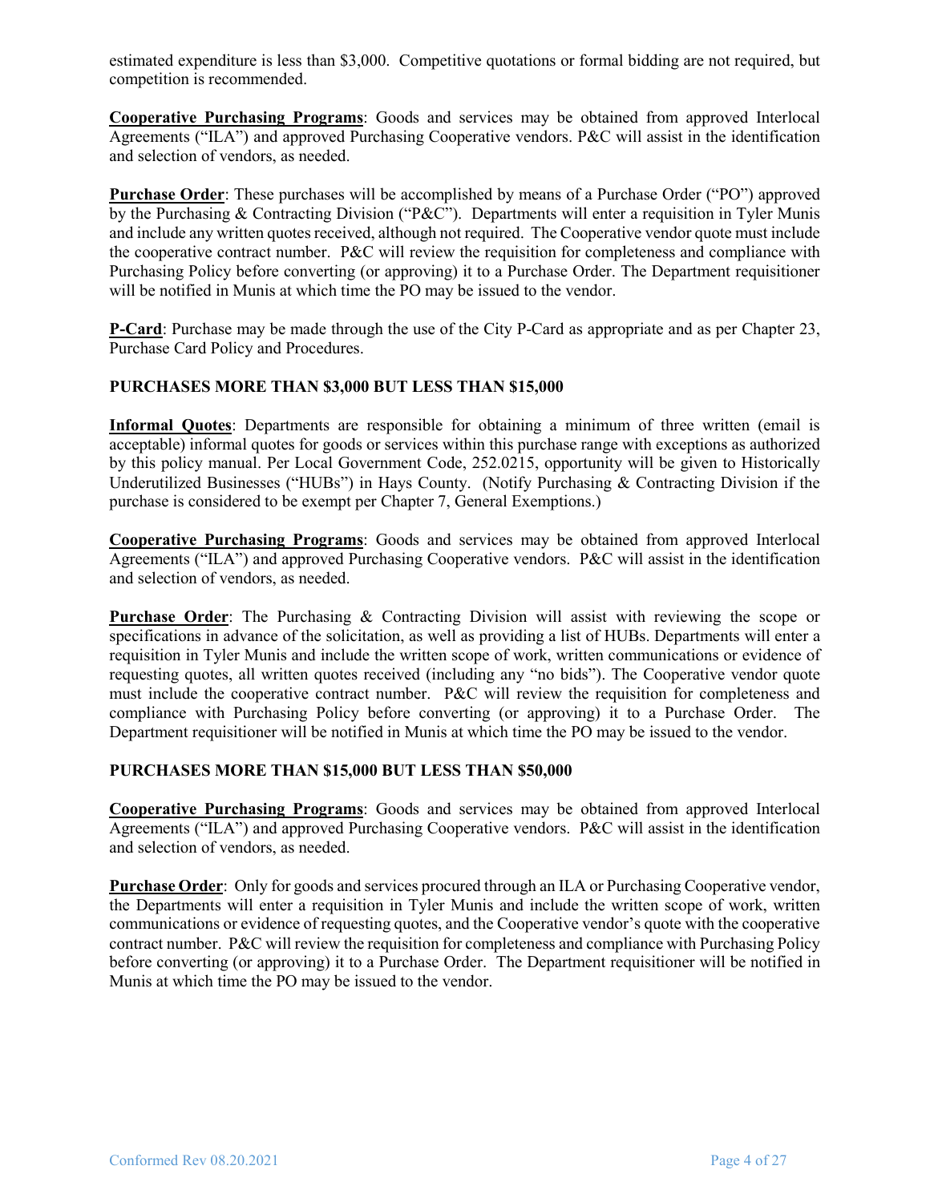estimated expenditure is less than $3,000. Competitive quotations or formal bidding are not required, but competition is recommended.

**Cooperative Purchasing Programs**: Goods and services may be obtained from approved Interlocal Agreements ("ILA") and approved Purchasing Cooperative vendors. P&C will assist in the identification and selection of vendors, as needed.

**Purchase Order**: These purchases will be accomplished by means of a Purchase Order ("PO") approved by the Purchasing & Contracting Division ("P&C"). Departments will enter a requisition in Tyler Munis and include any written quotes received, although not required. The Cooperative vendor quote must include the cooperative contract number. P&C will review the requisition for completeness and compliance with Purchasing Policy before converting (or approving) it to a Purchase Order. The Department requisitioner will be notified in Munis at which time the PO may be issued to the vendor.

**P-Card**: Purchase may be made through the use of the City P-Card as appropriate and as per Chapter 23, Purchase Card Policy and Procedures.

**PURCHASES MORE THAN $3,000 BUT LESS THAN $15,000**

**Informal Quotes**: Departments are responsible for obtaining a minimum of three written (email is acceptable) informal quotes for goods or services within this purchase range with exceptions as authorized by this policy manual. Per Local Government Code, 252.0215, opportunity will be given to Historically Underutilized Businesses ("HUBs") in Hays County. (Notify Purchasing & Contracting Division if the purchase is considered to be exempt per Chapter 7, General Exemptions.)

**Cooperative Purchasing Programs**: Goods and services may be obtained from approved Interlocal Agreements ("ILA") and approved Purchasing Cooperative vendors. P&C will assist in the identification and selection of vendors, as needed.

**Purchase Order**: The Purchasing & Contracting Division will assist with reviewing the scope or specifications in advance of the solicitation, as well as providing a list of HUBs. Departments will enter a requisition in Tyler Munis and include the written scope of work, written communications or evidence of requesting quotes, all written quotes received (including any "no bids"). The Cooperative vendor quote must include the cooperative contract number. P&C will review the requisition for completeness and compliance with Purchasing Policy before converting (or approving) it to a Purchase Order. The Department requisitioner will be notified in Munis at which time the PO may be issued to the vendor.

**PURCHASES MORE THAN $15,000 BUT LESS THAN $50,000**

**Cooperative Purchasing Programs**: Goods and services may be obtained from approved Interlocal Agreements ("ILA") and approved Purchasing Cooperative vendors. P&C will assist in the identification and selection of vendors, as needed.

**Purchase Order**: Only for goods and services procured through an ILA or Purchasing Cooperative vendor, the Departments will enter a requisition in Tyler Munis and include the written scope of work, written communications or evidence of requesting quotes, and the Cooperative vendor's quote with the cooperative contract number. P&C will review the requisition for completeness and compliance with Purchasing Policy before converting (or approving) it to a Purchase Order. The Department requisitioner will be notified in Munis at which time the PO may be issued to the vendor.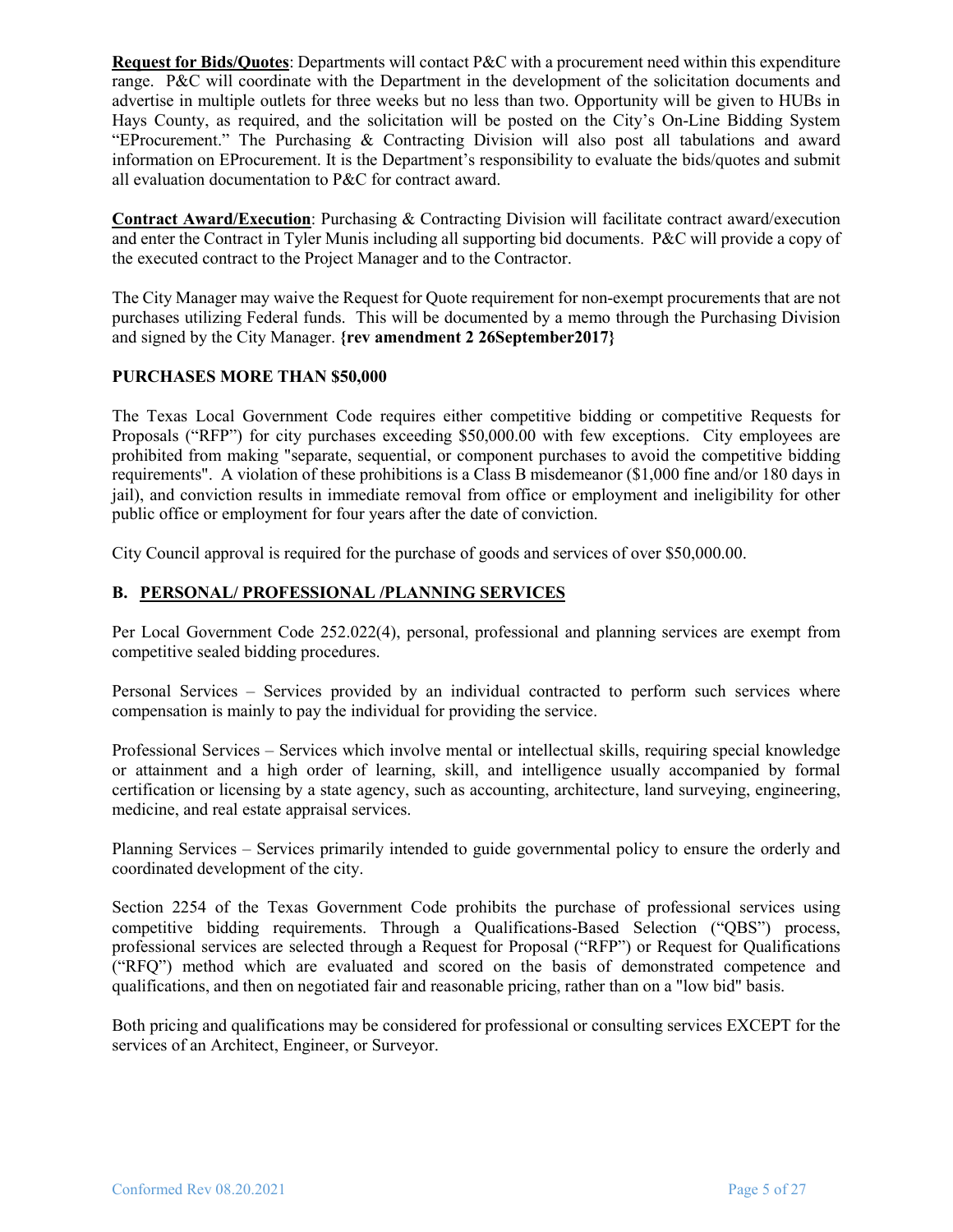**Request for Bids/Quotes**: Departments will contact P&C with a procurement need within this expenditure range. P&C will coordinate with the Department in the development of the solicitation documents and advertise in multiple outlets for three weeks but no less than two. Opportunity will be given to HUBs in Hays County, as required, and the solicitation will be posted on the City's On-Line Bidding System "EProcurement." The Purchasing & Contracting Division will also post all tabulations and award information on EProcurement. It is the Department's responsibility to evaluate the bids/quotes and submit all evaluation documentation to P&C for contract award.

**Contract Award/Execution**: Purchasing & Contracting Division will facilitate contract award/execution and enter the Contract in Tyler Munis including all supporting bid documents. P&C will provide a copy of the executed contract to the Project Manager and to the Contractor.

The City Manager may waive the Request for Quote requirement for non-exempt procurements that are not purchases utilizing Federal funds. This will be documented by a memo through the Purchasing Division and signed by the City Manager. **{rev amendment 2 26September2017}**

**PURCHASES MORE THAN $50,000**

The Texas Local Government Code requires either competitive bidding or competitive Requests for Proposals ("RFP") for city purchases exceeding $50,000.00 with few exceptions. City employees are prohibited from making "separate, sequential, or component purchases to avoid the competitive bidding requirements". A violation of these prohibitions is a Class B misdemeanor ($1,000 fine and/or 180 days in jail), and conviction results in immediate removal from office or employment and ineligibility for other public office or employment for four years after the date of conviction.

City Council approval is required for the purchase of goods and services of over $50,000.00.

## B. PERSONAL/ PROFESSIONAL /PLANNING SERVICES

Per Local Government Code 252.022(4), personal, professional and planning services are exempt from competitive sealed bidding procedures.

Personal Services – Services provided by an individual contracted to perform such services where compensation is mainly to pay the individual for providing the service.

Professional Services – Services which involve mental or intellectual skills, requiring special knowledge or attainment and a high order of learning, skill, and intelligence usually accompanied by formal certification or licensing by a state agency, such as accounting, architecture, land surveying, engineering, medicine, and real estate appraisal services.

Planning Services – Services primarily intended to guide governmental policy to ensure the orderly and coordinated development of the city.

Section 2254 of the Texas Government Code prohibits the purchase of professional services using competitive bidding requirements. Through a Qualifications-Based Selection ("QBS") process, professional services are selected through a Request for Proposal ("RFP") or Request for Qualifications ("RFQ") method which are evaluated and scored on the basis of demonstrated competence and qualifications, and then on negotiated fair and reasonable pricing, rather than on a "low bid" basis.

Both pricing and qualifications may be considered for professional or consulting services EXCEPT for the services of an Architect, Engineer, or Surveyor.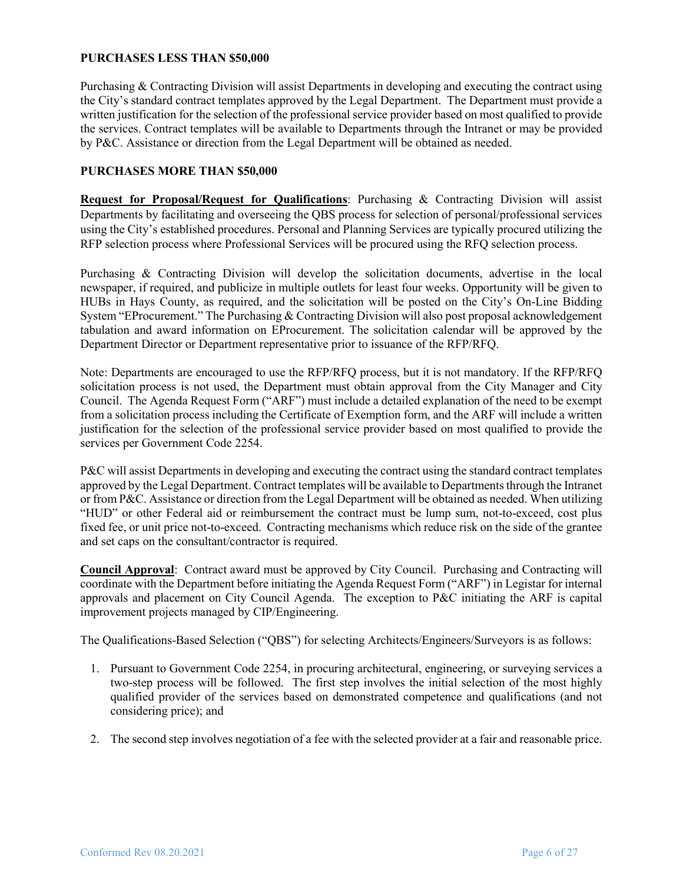**PURCHASES LESS THAN $50,000**

Purchasing & Contracting Division will assist Departments in developing and executing the contract using the City's standard contract templates approved by the Legal Department. The Department must provide a written justification for the selection of the professional service provider based on most qualified to provide the services. Contract templates will be available to Departments through the Intranet or may be provided by P&C. Assistance or direction from the Legal Department will be obtained as needed.

**PURCHASES MORE THAN $50,000**

**Request for Proposal/Request for Qualifications**: Purchasing & Contracting Division will assist Departments by facilitating and overseeing the QBS process for selection of personal/professional services using the City's established procedures. Personal and Planning Services are typically procured utilizing the RFP selection process where Professional Services will be procured using the RFQ selection process.

Purchasing & Contracting Division will develop the solicitation documents, advertise in the local newspaper, if required, and publicize in multiple outlets for least four weeks. Opportunity will be given to HUBs in Hays County, as required, and the solicitation will be posted on the City's On-Line Bidding System "EProcurement." The Purchasing & Contracting Division will also post proposal acknowledgement tabulation and award information on EProcurement. The solicitation calendar will be approved by the Department Director or Department representative prior to issuance of the RFP/RFQ.

Note: Departments are encouraged to use the RFP/RFQ process, but it is not mandatory. If the RFP/RFQ solicitation process is not used, the Department must obtain approval from the City Manager and City Council. The Agenda Request Form ("ARF") must include a detailed explanation of the need to be exempt from a solicitation process including the Certificate of Exemption form, and the ARF will include a written justification for the selection of the professional service provider based on most qualified to provide the services per Government Code 2254.

P&C will assist Departments in developing and executing the contract using the standard contract templates approved by the Legal Department. Contract templates will be available to Departments through the Intranet or from P&C. Assistance or direction from the Legal Department will be obtained as needed. When utilizing "HUD" or other Federal aid or reimbursement the contract must be lump sum, not-to-exceed, cost plus fixed fee, or unit price not-to-exceed. Contracting mechanisms which reduce risk on the side of the grantee and set caps on the consultant/contractor is required.

**Council Approval**: Contract award must be approved by City Council. Purchasing and Contracting will coordinate with the Department before initiating the Agenda Request Form ("ARF") in Legistar for internal approvals and placement on City Council Agenda. The exception to P&C initiating the ARF is capital improvement projects managed by CIP/Engineering.

The Qualifications-Based Selection ("QBS") for selecting Architects/Engineers/Surveyors is as follows:

1. Pursuant to Government Code 2254, in procuring architectural, engineering, or surveying services a two-step process will be followed. The first step involves the initial selection of the most highly qualified provider of the services based on demonstrated competence and qualifications (and not considering price); and

2. The second step involves negotiation of a fee with the selected provider at a fair and reasonable price.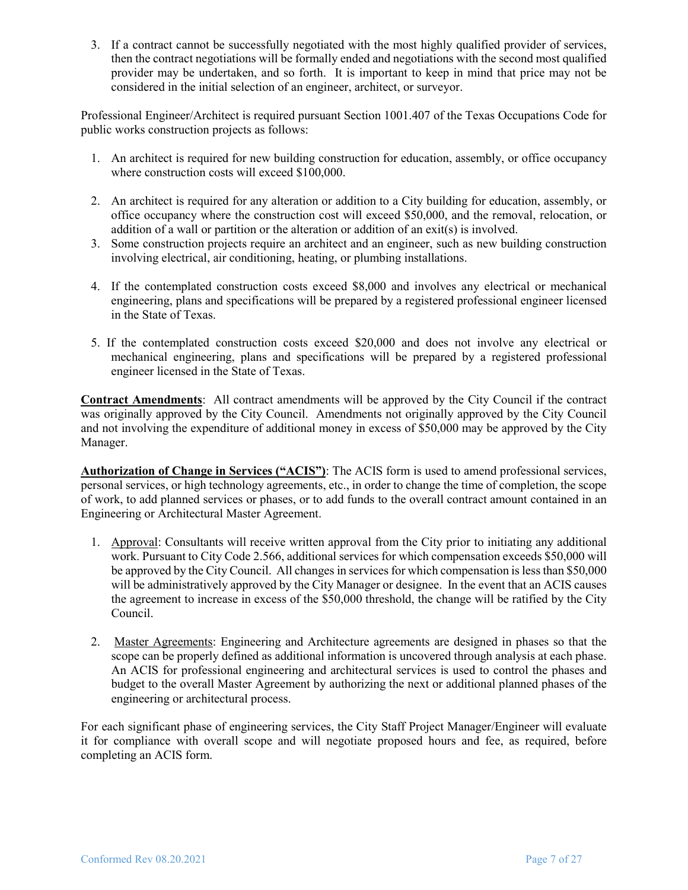3. If a contract cannot be successfully negotiated with the most highly qualified provider of services, then the contract negotiations will be formally ended and negotiations with the second most qualified provider may be undertaken, and so forth. It is important to keep in mind that price may not be considered in the initial selection of an engineer, architect, or surveyor.

Professional Engineer/Architect is required pursuant Section 1001.407 of the Texas Occupations Code for public works construction projects as follows:

1. An architect is required for new building construction for education, assembly, or office occupancy where construction costs will exceed $100,000.
2. An architect is required for any alteration or addition to a City building for education, assembly, or office occupancy where the construction cost will exceed $50,000, and the removal, relocation, or addition of a wall or partition or the alteration or addition of an exit(s) is involved.
3. Some construction projects require an architect and an engineer, such as new building construction involving electrical, air conditioning, heating, or plumbing installations.
4. If the contemplated construction costs exceed $8,000 and involves any electrical or mechanical engineering, plans and specifications will be prepared by a registered professional engineer licensed in the State of Texas.
5. If the contemplated construction costs exceed $20,000 and does not involve any electrical or mechanical engineering, plans and specifications will be prepared by a registered professional engineer licensed in the State of Texas.

**Contract Amendments**: All contract amendments will be approved by the City Council if the contract was originally approved by the City Council. Amendments not originally approved by the City Council and not involving the expenditure of additional money in excess of $50,000 may be approved by the City Manager.

**Authorization of Change in Services ("ACIS")**: The ACIS form is used to amend professional services, personal services, or high technology agreements, etc., in order to change the time of completion, the scope of work, to add planned services or phases, or to add funds to the overall contract amount contained in an Engineering or Architectural Master Agreement.

1. Approval: Consultants will receive written approval from the City prior to initiating any additional work. Pursuant to City Code 2.566, additional services for which compensation exceeds $50,000 will be approved by the City Council. All changes in services for which compensation is less than $50,000 will be administratively approved by the City Manager or designee. In the event that an ACIS causes the agreement to increase in excess of the $50,000 threshold, the change will be ratified by the City Council.
2. Master Agreements: Engineering and Architecture agreements are designed in phases so that the scope can be properly defined as additional information is uncovered through analysis at each phase. An ACIS for professional engineering and architectural services is used to control the phases and budget to the overall Master Agreement by authorizing the next or additional planned phases of the engineering or architectural process.

For each significant phase of engineering services, the City Staff Project Manager/Engineer will evaluate it for compliance with overall scope and will negotiate proposed hours and fee, as required, before completing an ACIS form.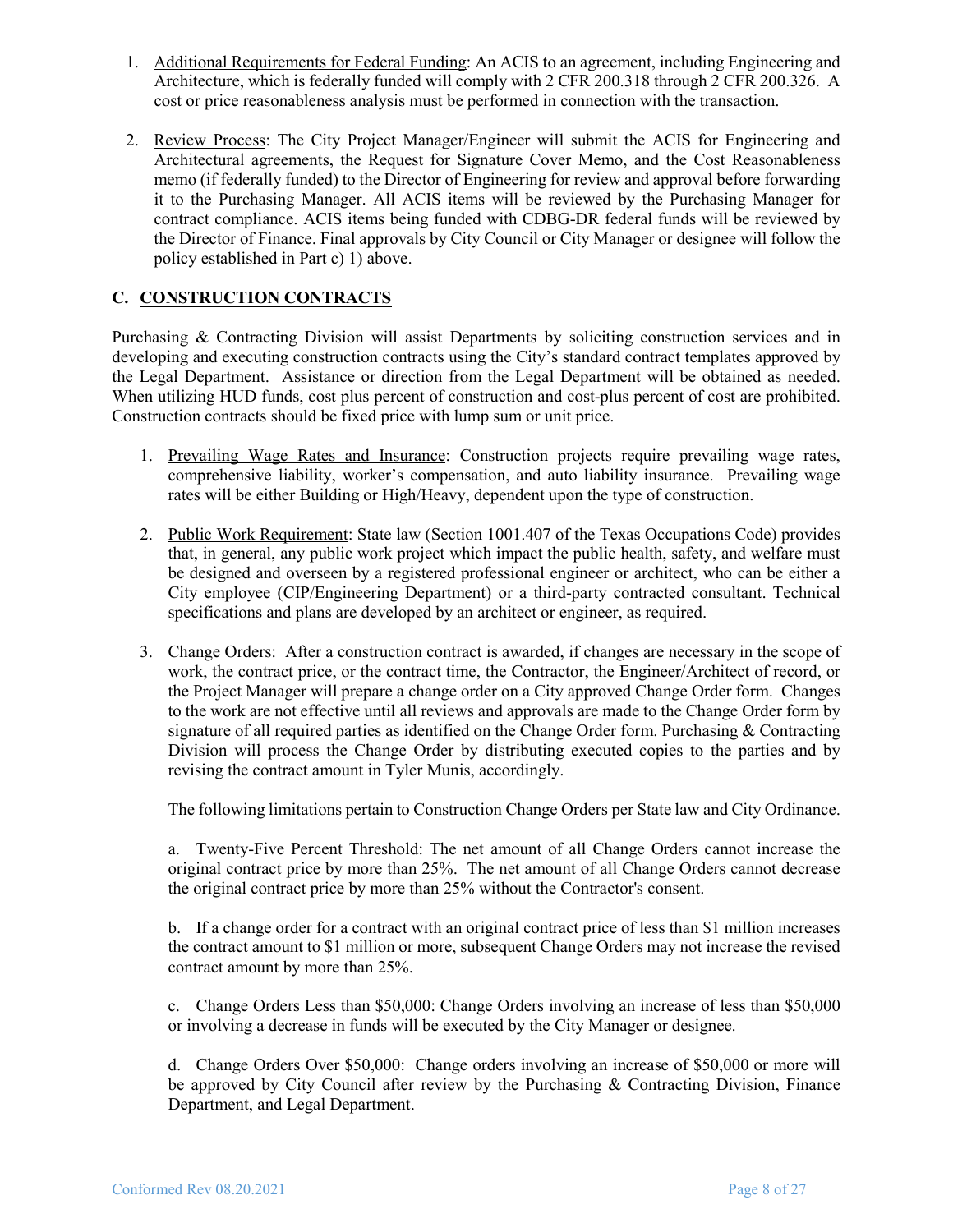1. Additional Requirements for Federal Funding: An ACIS to an agreement, including Engineering and Architecture, which is federally funded will comply with 2 CFR 200.318 through 2 CFR 200.326. A cost or price reasonableness analysis must be performed in connection with the transaction.

2. Review Process: The City Project Manager/Engineer will submit the ACIS for Engineering and Architectural agreements, the Request for Signature Cover Memo, and the Cost Reasonableness memo (if federally funded) to the Director of Engineering for review and approval before forwarding it to the Purchasing Manager. All ACIS items will be reviewed by the Purchasing Manager for contract compliance. ACIS items being funded with CDBG-DR federal funds will be reviewed by the Director of Finance. Final approvals by City Council or City Manager or designee will follow the policy established in Part c) 1) above.

## C. CONSTRUCTION CONTRACTS

Purchasing & Contracting Division will assist Departments by soliciting construction services and in developing and executing construction contracts using the City's standard contract templates approved by the Legal Department. Assistance or direction from the Legal Department will be obtained as needed. When utilizing HUD funds, cost plus percent of construction and cost-plus percent of cost are prohibited. Construction contracts should be fixed price with lump sum or unit price.

1. Prevailing Wage Rates and Insurance: Construction projects require prevailing wage rates, comprehensive liability, worker's compensation, and auto liability insurance. Prevailing wage rates will be either Building or High/Heavy, dependent upon the type of construction.

2. Public Work Requirement: State law (Section 1001.407 of the Texas Occupations Code) provides that, in general, any public work project which impact the public health, safety, and welfare must be designed and overseen by a registered professional engineer or architect, who can be either a City employee (CIP/Engineering Department) or a third-party contracted consultant. Technical specifications and plans are developed by an architect or engineer, as required.

3. Change Orders: After a construction contract is awarded, if changes are necessary in the scope of work, the contract price, or the contract time, the Contractor, the Engineer/Architect of record, or the Project Manager will prepare a change order on a City approved Change Order form. Changes to the work are not effective until all reviews and approvals are made to the Change Order form by signature of all required parties as identified on the Change Order form. Purchasing & Contracting Division will process the Change Order by distributing executed copies to the parties and by revising the contract amount in Tyler Munis, accordingly.

   The following limitations pertain to Construction Change Orders per State law and City Ordinance.

   a. Twenty-Five Percent Threshold: The net amount of all Change Orders cannot increase the original contract price by more than 25%. The net amount of all Change Orders cannot decrease the original contract price by more than 25% without the Contractor's consent.

   b. If a change order for a contract with an original contract price of less than $1 million increases the contract amount to $1 million or more, subsequent Change Orders may not increase the revised contract amount by more than 25%.

   c. Change Orders Less than $50,000: Change Orders involving an increase of less than $50,000 or involving a decrease in funds will be executed by the City Manager or designee.

   d. Change Orders Over $50,000: Change orders involving an increase of $50,000 or more will be approved by City Council after review by the Purchasing & Contracting Division, Finance Department, and Legal Department.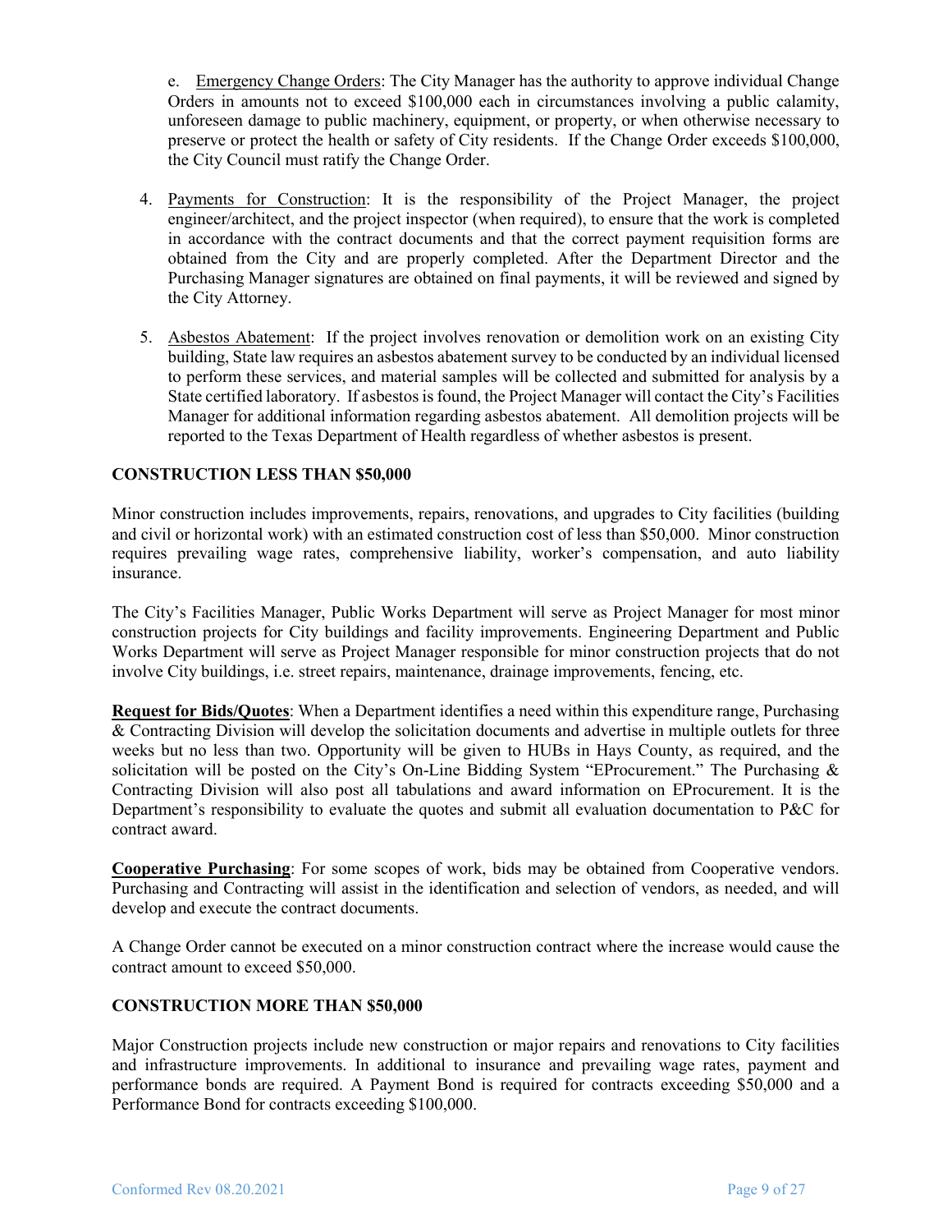e. Emergency Change Orders: The City Manager has the authority to approve individual Change Orders in amounts not to exceed $100,000 each in circumstances involving a public calamity, unforeseen damage to public machinery, equipment, or property, or when otherwise necessary to preserve or protect the health or safety of City residents. If the Change Order exceeds $100,000, the City Council must ratify the Change Order.

4. Payments for Construction: It is the responsibility of the Project Manager, the project engineer/architect, and the project inspector (when required), to ensure that the work is completed in accordance with the contract documents and that the correct payment requisition forms are obtained from the City and are properly completed. After the Department Director and the Purchasing Manager signatures are obtained on final payments, it will be reviewed and signed by the City Attorney.

5. Asbestos Abatement: If the project involves renovation or demolition work on an existing City building, State law requires an asbestos abatement survey to be conducted by an individual licensed to perform these services, and material samples will be collected and submitted for analysis by a State certified laboratory. If asbestos is found, the Project Manager will contact the City's Facilities Manager for additional information regarding asbestos abatement. All demolition projects will be reported to the Texas Department of Health regardless of whether asbestos is present.

## CONSTRUCTION LESS THAN $50,000

Minor construction includes improvements, repairs, renovations, and upgrades to City facilities (building and civil or horizontal work) with an estimated construction cost of less than $50,000. Minor construction requires prevailing wage rates, comprehensive liability, worker's compensation, and auto liability insurance.

The City's Facilities Manager, Public Works Department will serve as Project Manager for most minor construction projects for City buildings and facility improvements. Engineering Department and Public Works Department will serve as Project Manager responsible for minor construction projects that do not involve City buildings, i.e. street repairs, maintenance, drainage improvements, fencing, etc.

**Request for Bids/Quotes**: When a Department identifies a need within this expenditure range, Purchasing & Contracting Division will develop the solicitation documents and advertise in multiple outlets for three weeks but no less than two. Opportunity will be given to HUBs in Hays County, as required, and the solicitation will be posted on the City's On-Line Bidding System "EProcurement." The Purchasing & Contracting Division will also post all tabulations and award information on EProcurement. It is the Department's responsibility to evaluate the quotes and submit all evaluation documentation to P&C for contract award.

**Cooperative Purchasing**: For some scopes of work, bids may be obtained from Cooperative vendors. Purchasing and Contracting will assist in the identification and selection of vendors, as needed, and will develop and execute the contract documents.

A Change Order cannot be executed on a minor construction contract where the increase would cause the contract amount to exceed $50,000.

## CONSTRUCTION MORE THAN $50,000

Major Construction projects include new construction or major repairs and renovations to City facilities and infrastructure improvements. In additional to insurance and prevailing wage rates, payment and performance bonds are required. A Payment Bond is required for contracts exceeding $50,000 and a Performance Bond for contracts exceeding $100,000.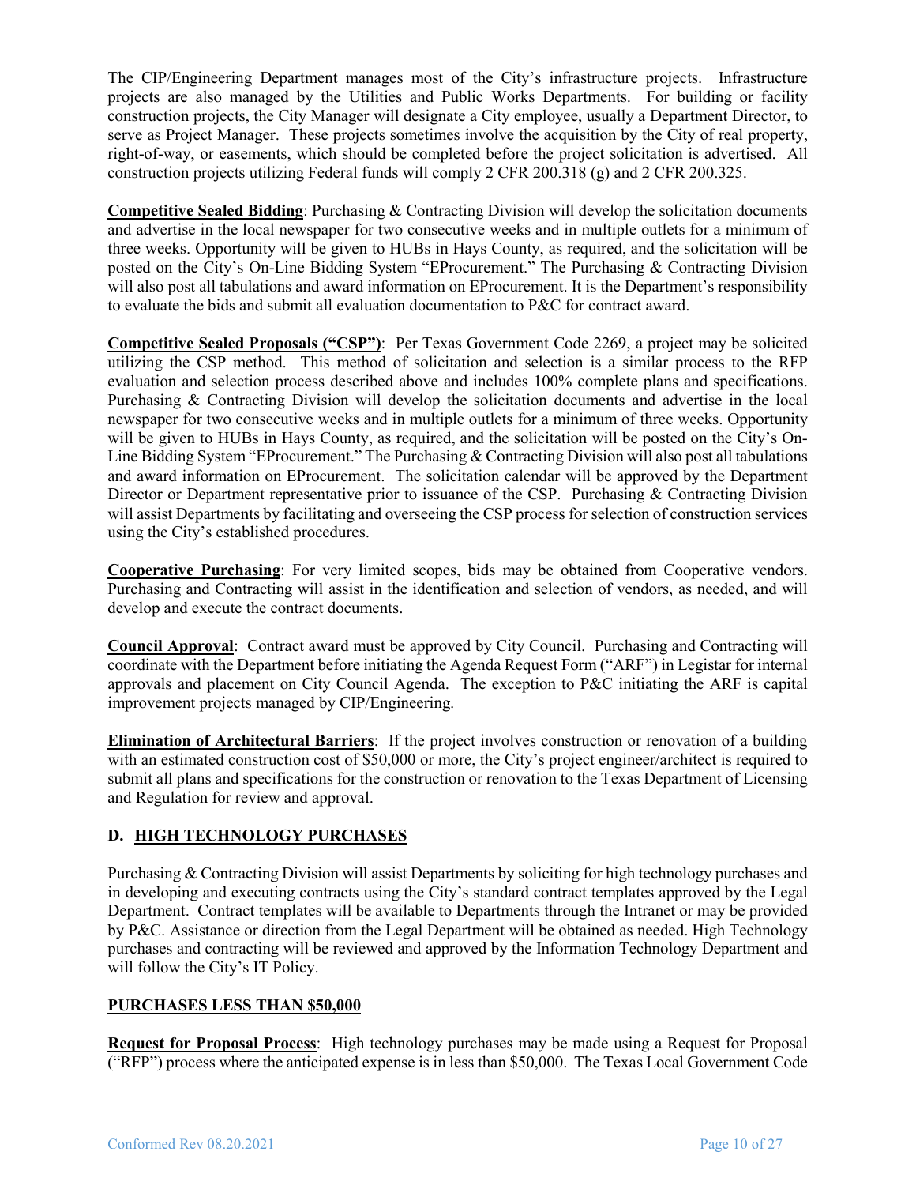The CIP/Engineering Department manages most of the City's infrastructure projects. Infrastructure projects are also managed by the Utilities and Public Works Departments. For building or facility construction projects, the City Manager will designate a City employee, usually a Department Director, to serve as Project Manager. These projects sometimes involve the acquisition by the City of real property, right-of-way, or easements, which should be completed before the project solicitation is advertised. All construction projects utilizing Federal funds will comply 2 CFR 200.318 (g) and 2 CFR 200.325.

**Competitive Sealed Bidding**: Purchasing & Contracting Division will develop the solicitation documents and advertise in the local newspaper for two consecutive weeks and in multiple outlets for a minimum of three weeks. Opportunity will be given to HUBs in Hays County, as required, and the solicitation will be posted on the City's On-Line Bidding System "EProcurement." The Purchasing & Contracting Division will also post all tabulations and award information on EProcurement. It is the Department's responsibility to evaluate the bids and submit all evaluation documentation to P&C for contract award.

**Competitive Sealed Proposals ("CSP")**: Per Texas Government Code 2269, a project may be solicited utilizing the CSP method. This method of solicitation and selection is a similar process to the RFP evaluation and selection process described above and includes 100% complete plans and specifications. Purchasing & Contracting Division will develop the solicitation documents and advertise in the local newspaper for two consecutive weeks and in multiple outlets for a minimum of three weeks. Opportunity will be given to HUBs in Hays County, as required, and the solicitation will be posted on the City's On-Line Bidding System "EProcurement." The Purchasing & Contracting Division will also post all tabulations and award information on EProcurement. The solicitation calendar will be approved by the Department Director or Department representative prior to issuance of the CSP. Purchasing & Contracting Division will assist Departments by facilitating and overseeing the CSP process for selection of construction services using the City's established procedures.

**Cooperative Purchasing**: For very limited scopes, bids may be obtained from Cooperative vendors. Purchasing and Contracting will assist in the identification and selection of vendors, as needed, and will develop and execute the contract documents.

**Council Approval**: Contract award must be approved by City Council. Purchasing and Contracting will coordinate with the Department before initiating the Agenda Request Form ("ARF") in Legistar for internal approvals and placement on City Council Agenda. The exception to P&C initiating the ARF is capital improvement projects managed by CIP/Engineering.

**Elimination of Architectural Barriers**: If the project involves construction or renovation of a building with an estimated construction cost of $50,000 or more, the City's project engineer/architect is required to submit all plans and specifications for the construction or renovation to the Texas Department of Licensing and Regulation for review and approval.

## D. HIGH TECHNOLOGY PURCHASES

Purchasing & Contracting Division will assist Departments by soliciting for high technology purchases and in developing and executing contracts using the City's standard contract templates approved by the Legal Department. Contract templates will be available to Departments through the Intranet or may be provided by P&C. Assistance or direction from the Legal Department will be obtained as needed. High Technology purchases and contracting will be reviewed and approved by the Information Technology Department and will follow the City's IT Policy.

### PURCHASES LESS THAN $50,000

**Request for Proposal Process**: High technology purchases may be made using a Request for Proposal ("RFP") process where the anticipated expense is in less than $50,000. The Texas Local Government Code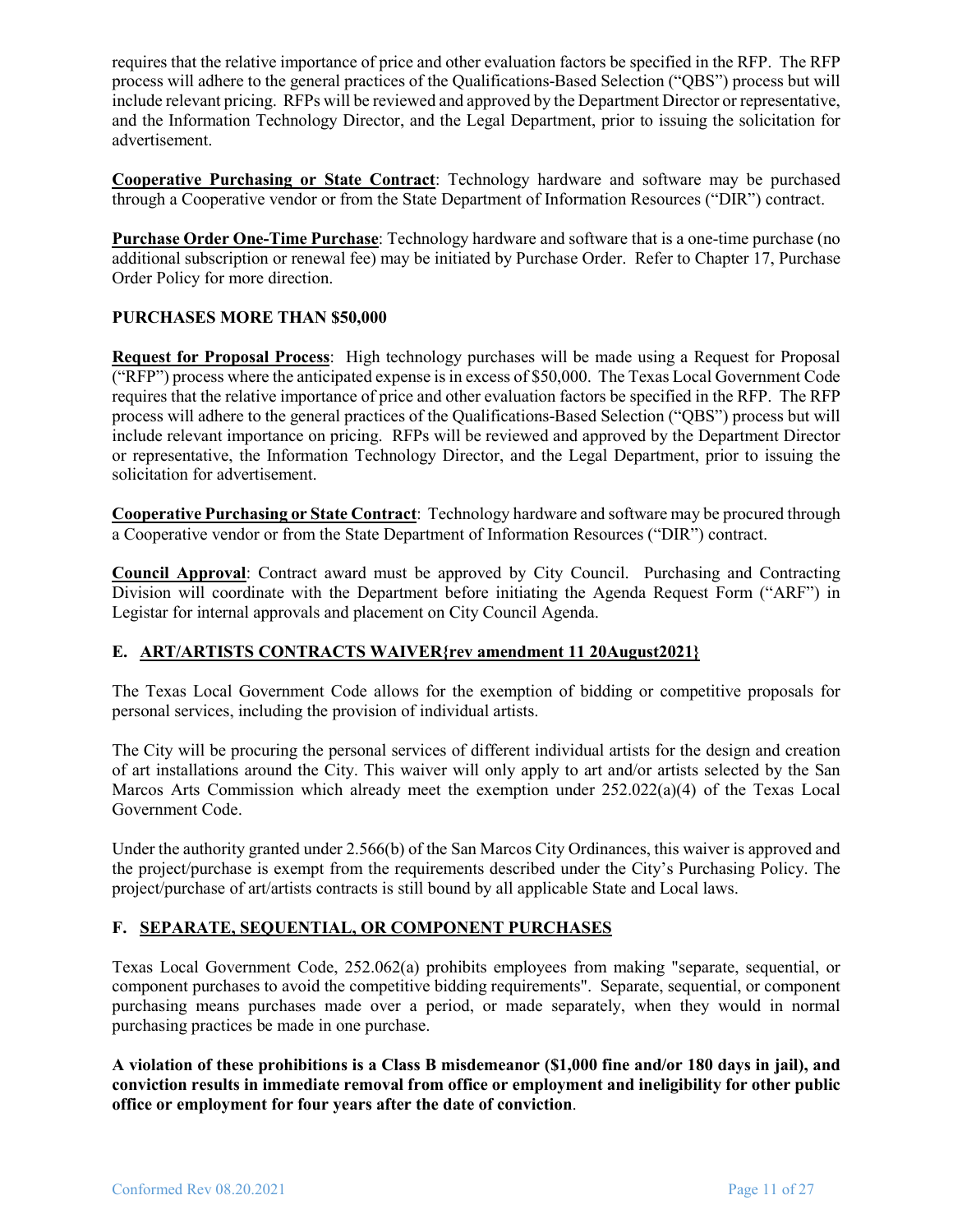requires that the relative importance of price and other evaluation factors be specified in the RFP. The RFP process will adhere to the general practices of the Qualifications-Based Selection ("QBS") process but will include relevant pricing. RFPs will be reviewed and approved by the Department Director or representative, and the Information Technology Director, and the Legal Department, prior to issuing the solicitation for advertisement.

**Cooperative Purchasing or State Contract**: Technology hardware and software may be purchased through a Cooperative vendor or from the State Department of Information Resources ("DIR") contract.

**Purchase Order One-Time Purchase**: Technology hardware and software that is a one-time purchase (no additional subscription or renewal fee) may be initiated by Purchase Order. Refer to Chapter 17, Purchase Order Policy for more direction.

**PURCHASES MORE THAN $50,000**

**Request for Proposal Process**: High technology purchases will be made using a Request for Proposal ("RFP") process where the anticipated expense is in excess of $50,000. The Texas Local Government Code requires that the relative importance of price and other evaluation factors be specified in the RFP. The RFP process will adhere to the general practices of the Qualifications-Based Selection ("QBS") process but will include relevant importance on pricing. RFPs will be reviewed and approved by the Department Director or representative, the Information Technology Director, and the Legal Department, prior to issuing the solicitation for advertisement.

**Cooperative Purchasing or State Contract**: Technology hardware and software may be procured through a Cooperative vendor or from the State Department of Information Resources ("DIR") contract.

**Council Approval**: Contract award must be approved by City Council. Purchasing and Contracting Division will coordinate with the Department before initiating the Agenda Request Form ("ARF") in Legistar for internal approvals and placement on City Council Agenda.

### E. ART/ARTISTS CONTRACTS WAIVER{rev amendment 11 20August2021}

The Texas Local Government Code allows for the exemption of bidding or competitive proposals for personal services, including the provision of individual artists.

The City will be procuring the personal services of different individual artists for the design and creation of art installations around the City. This waiver will only apply to art and/or artists selected by the San Marcos Arts Commission which already meet the exemption under 252.022(a)(4) of the Texas Local Government Code.

Under the authority granted under 2.566(b) of the San Marcos City Ordinances, this waiver is approved and the project/purchase is exempt from the requirements described under the City's Purchasing Policy. The project/purchase of art/artists contracts is still bound by all applicable State and Local laws.

### F. SEPARATE, SEQUENTIAL, OR COMPONENT PURCHASES

Texas Local Government Code, 252.062(a) prohibits employees from making "separate, sequential, or component purchases to avoid the competitive bidding requirements". Separate, sequential, or component purchasing means purchases made over a period, or made separately, when they would in normal purchasing practices be made in one purchase.

**A violation of these prohibitions is a Class B misdemeanor ($1,000 fine and/or 180 days in jail), and conviction results in immediate removal from office or employment and ineligibility for other public office or employment for four years after the date of conviction**.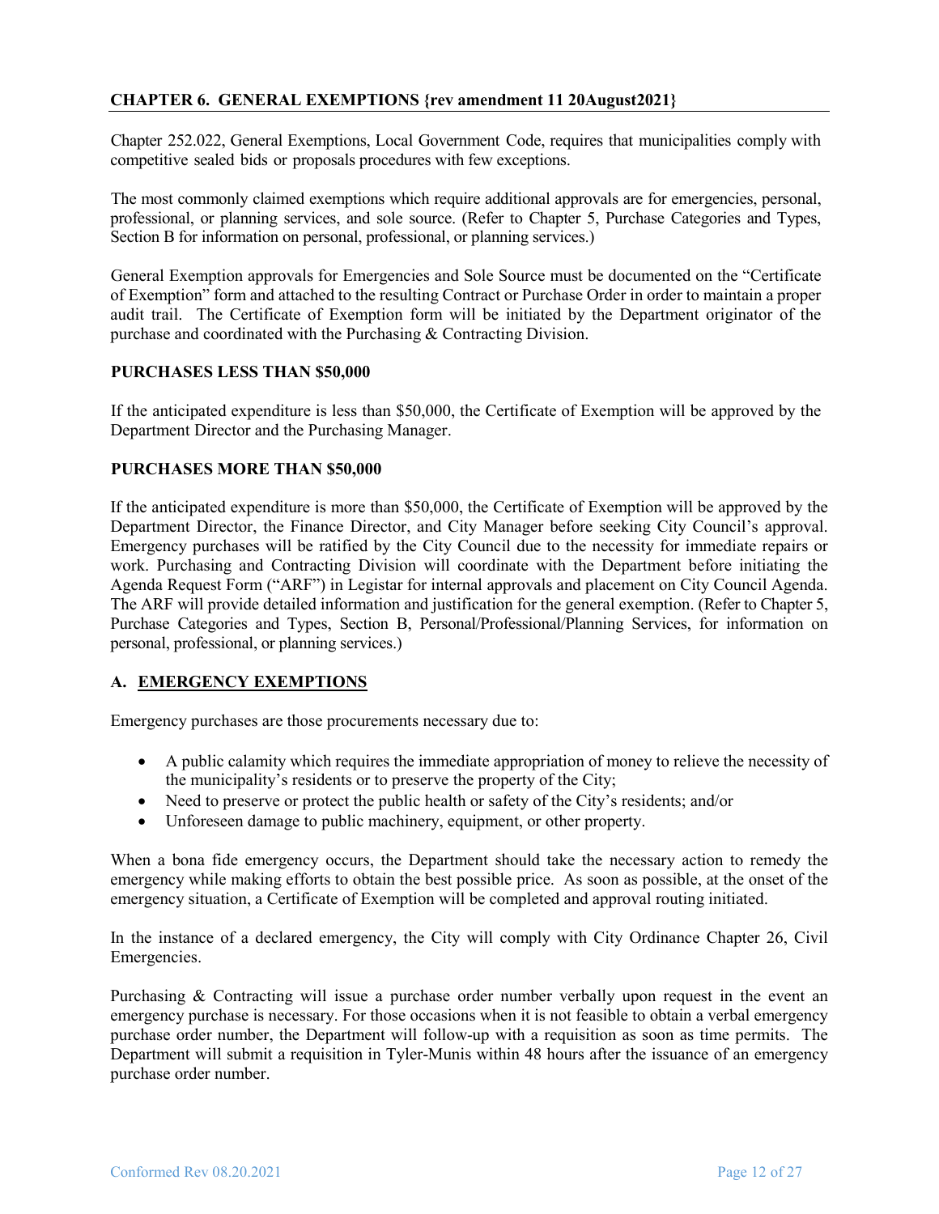## CHAPTER 6. GENERAL EXEMPTIONS {rev amendment 11 20August2021}

Chapter 252.022, General Exemptions, Local Government Code, requires that municipalities comply with competitive sealed bids or proposals procedures with few exceptions.

The most commonly claimed exemptions which require additional approvals are for emergencies, personal, professional, or planning services, and sole source. (Refer to Chapter 5, Purchase Categories and Types, Section B for information on personal, professional, or planning services.)

General Exemption approvals for Emergencies and Sole Source must be documented on the "Certificate of Exemption" form and attached to the resulting Contract or Purchase Order in order to maintain a proper audit trail. The Certificate of Exemption form will be initiated by the Department originator of the purchase and coordinated with the Purchasing & Contracting Division.

### PURCHASES LESS THAN $50,000

If the anticipated expenditure is less than $50,000, the Certificate of Exemption will be approved by the Department Director and the Purchasing Manager.

### PURCHASES MORE THAN $50,000

If the anticipated expenditure is more than $50,000, the Certificate of Exemption will be approved by the Department Director, the Finance Director, and City Manager before seeking City Council's approval. Emergency purchases will be ratified by the City Council due to the necessity for immediate repairs or work. Purchasing and Contracting Division will coordinate with the Department before initiating the Agenda Request Form ("ARF") in Legistar for internal approvals and placement on City Council Agenda. The ARF will provide detailed information and justification for the general exemption. (Refer to Chapter 5, Purchase Categories and Types, Section B, Personal/Professional/Planning Services, for information on personal, professional, or planning services.)

### A. EMERGENCY EXEMPTIONS

Emergency purchases are those procurements necessary due to:

- A public calamity which requires the immediate appropriation of money to relieve the necessity of the municipality's residents or to preserve the property of the City;
- Need to preserve or protect the public health or safety of the City's residents; and/or
- Unforeseen damage to public machinery, equipment, or other property.

When a bona fide emergency occurs, the Department should take the necessary action to remedy the emergency while making efforts to obtain the best possible price. As soon as possible, at the onset of the emergency situation, a Certificate of Exemption will be completed and approval routing initiated.

In the instance of a declared emergency, the City will comply with City Ordinance Chapter 26, Civil Emergencies.

Purchasing & Contracting will issue a purchase order number verbally upon request in the event an emergency purchase is necessary. For those occasions when it is not feasible to obtain a verbal emergency purchase order number, the Department will follow-up with a requisition as soon as time permits. The Department will submit a requisition in Tyler-Munis within 48 hours after the issuance of an emergency purchase order number.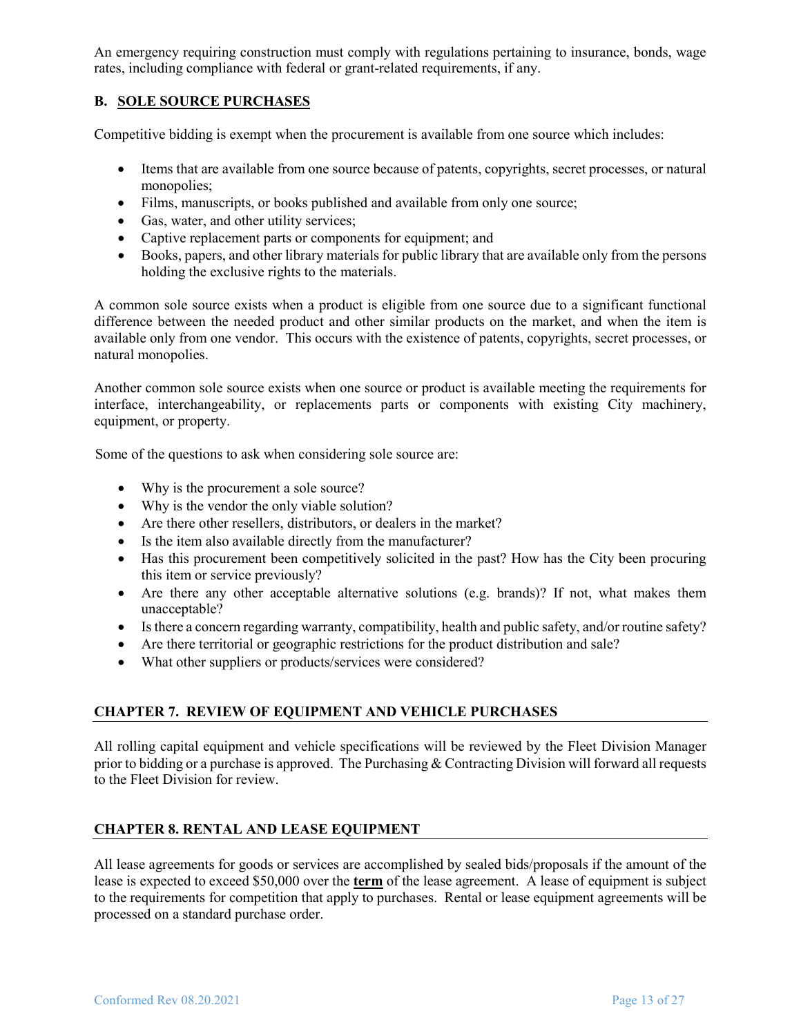An emergency requiring construction must comply with regulations pertaining to insurance, bonds, wage rates, including compliance with federal or grant-related requirements, if any.

### B. SOLE SOURCE PURCHASES

Competitive bidding is exempt when the procurement is available from one source which includes:

- Items that are available from one source because of patents, copyrights, secret processes, or natural monopolies;
- Films, manuscripts, or books published and available from only one source;
- Gas, water, and other utility services;
- Captive replacement parts or components for equipment; and
- Books, papers, and other library materials for public library that are available only from the persons holding the exclusive rights to the materials.

A common sole source exists when a product is eligible from one source due to a significant functional difference between the needed product and other similar products on the market, and when the item is available only from one vendor. This occurs with the existence of patents, copyrights, secret processes, or natural monopolies.

Another common sole source exists when one source or product is available meeting the requirements for interface, interchangeability, or replacements parts or components with existing City machinery, equipment, or property.

Some of the questions to ask when considering sole source are:

- Why is the procurement a sole source?
- Why is the vendor the only viable solution?
- Are there other resellers, distributors, or dealers in the market?
- Is the item also available directly from the manufacturer?
- Has this procurement been competitively solicited in the past? How has the City been procuring this item or service previously?
- Are there any other acceptable alternative solutions (e.g. brands)? If not, what makes them unacceptable?
- Is there a concern regarding warranty, compatibility, health and public safety, and/or routine safety?
- Are there territorial or geographic restrictions for the product distribution and sale?
- What other suppliers or products/services were considered?

## CHAPTER 7. REVIEW OF EQUIPMENT AND VEHICLE PURCHASES

All rolling capital equipment and vehicle specifications will be reviewed by the Fleet Division Manager prior to bidding or a purchase is approved. The Purchasing & Contracting Division will forward all requests to the Fleet Division for review.

## CHAPTER 8. RENTAL AND LEASE EQUIPMENT

All lease agreements for goods or services are accomplished by sealed bids/proposals if the amount of the lease is expected to exceed $50,000 over the **term** of the lease agreement. A lease of equipment is subject to the requirements for competition that apply to purchases. Rental or lease equipment agreements will be processed on a standard purchase order.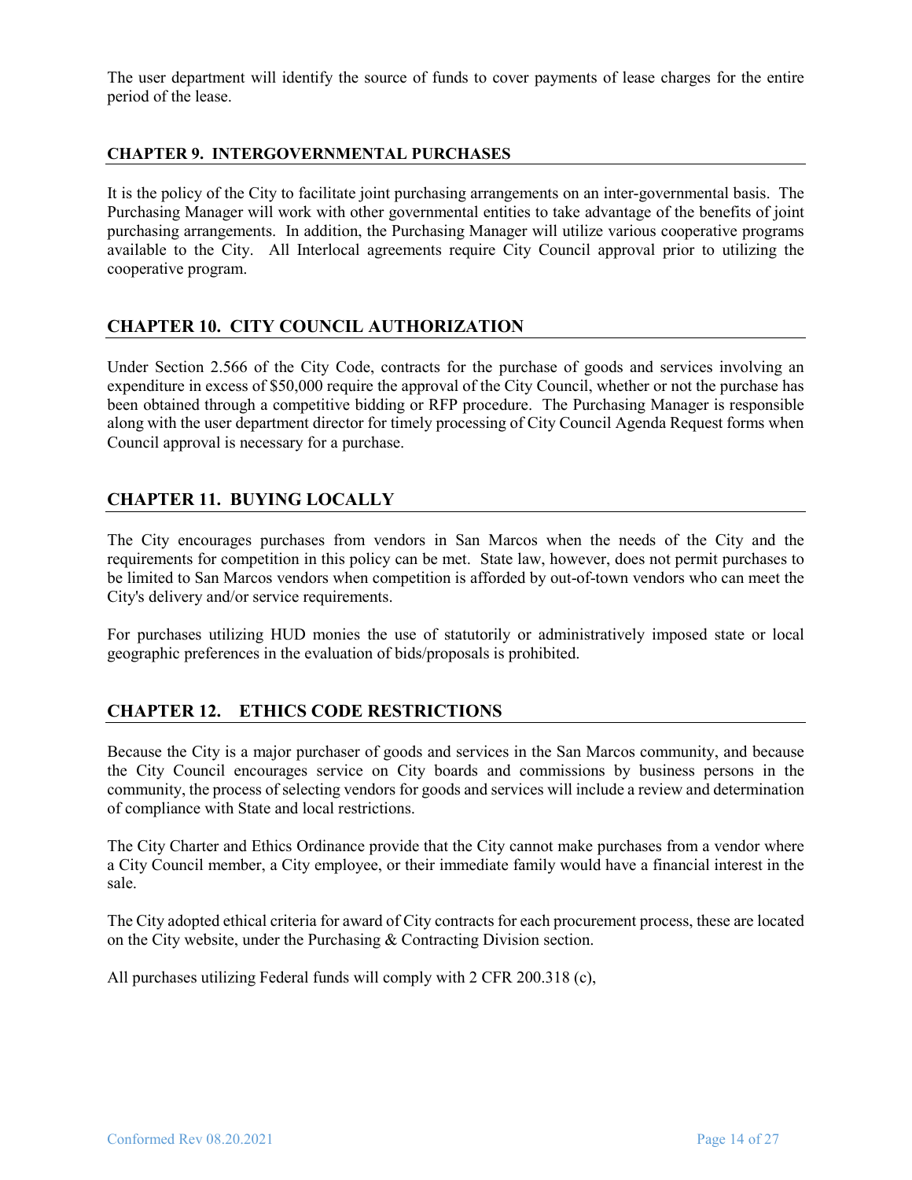The user department will identify the source of funds to cover payments of lease charges for the entire period of the lease.

## CHAPTER 9. INTERGOVERNMENTAL PURCHASES

It is the policy of the City to facilitate joint purchasing arrangements on an inter-governmental basis. The Purchasing Manager will work with other governmental entities to take advantage of the benefits of joint purchasing arrangements. In addition, the Purchasing Manager will utilize various cooperative programs available to the City. All Interlocal agreements require City Council approval prior to utilizing the cooperative program.

## CHAPTER 10. CITY COUNCIL AUTHORIZATION

Under Section 2.566 of the City Code, contracts for the purchase of goods and services involving an expenditure in excess of $50,000 require the approval of the City Council, whether or not the purchase has been obtained through a competitive bidding or RFP procedure. The Purchasing Manager is responsible along with the user department director for timely processing of City Council Agenda Request forms when Council approval is necessary for a purchase.

## CHAPTER 11. BUYING LOCALLY

The City encourages purchases from vendors in San Marcos when the needs of the City and the requirements for competition in this policy can be met. State law, however, does not permit purchases to be limited to San Marcos vendors when competition is afforded by out-of-town vendors who can meet the City's delivery and/or service requirements.

For purchases utilizing HUD monies the use of statutorily or administratively imposed state or local geographic preferences in the evaluation of bids/proposals is prohibited.

## CHAPTER 12. ETHICS CODE RESTRICTIONS

Because the City is a major purchaser of goods and services in the San Marcos community, and because the City Council encourages service on City boards and commissions by business persons in the community, the process of selecting vendors for goods and services will include a review and determination of compliance with State and local restrictions.

The City Charter and Ethics Ordinance provide that the City cannot make purchases from a vendor where a City Council member, a City employee, or their immediate family would have a financial interest in the sale.

The City adopted ethical criteria for award of City contracts for each procurement process, these are located on the City website, under the Purchasing & Contracting Division section.

All purchases utilizing Federal funds will comply with 2 CFR 200.318 (c),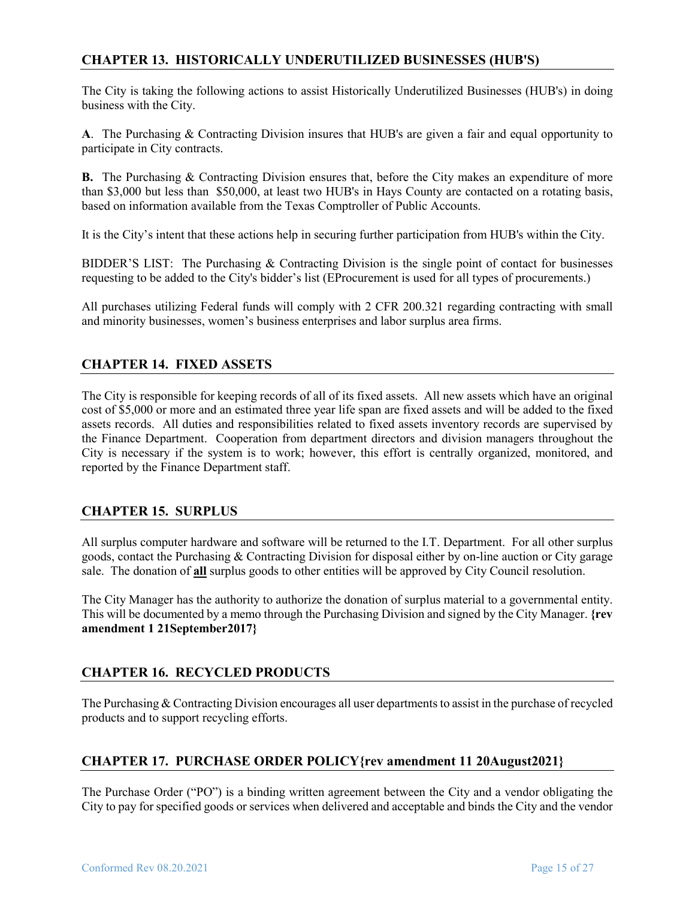## CHAPTER 13. HISTORICALLY UNDERUTILIZED BUSINESSES (HUB'S)

The City is taking the following actions to assist Historically Underutilized Businesses (HUB's) in doing business with the City.

**A**. The Purchasing & Contracting Division insures that HUB's are given a fair and equal opportunity to participate in City contracts.

**B.** The Purchasing & Contracting Division ensures that, before the City makes an expenditure of more than $3,000 but less than $50,000, at least two HUB's in Hays County are contacted on a rotating basis, based on information available from the Texas Comptroller of Public Accounts.

It is the City's intent that these actions help in securing further participation from HUB's within the City.

BIDDER'S LIST: The Purchasing & Contracting Division is the single point of contact for businesses requesting to be added to the City's bidder's list (EProcurement is used for all types of procurements.)

All purchases utilizing Federal funds will comply with 2 CFR 200.321 regarding contracting with small and minority businesses, women's business enterprises and labor surplus area firms.

## CHAPTER 14. FIXED ASSETS

The City is responsible for keeping records of all of its fixed assets. All new assets which have an original cost of $5,000 or more and an estimated three year life span are fixed assets and will be added to the fixed assets records. All duties and responsibilities related to fixed assets inventory records are supervised by the Finance Department. Cooperation from department directors and division managers throughout the City is necessary if the system is to work; however, this effort is centrally organized, monitored, and reported by the Finance Department staff.

## CHAPTER 15. SURPLUS

All surplus computer hardware and software will be returned to the I.T. Department. For all other surplus goods, contact the Purchasing & Contracting Division for disposal either by on-line auction or City garage sale. The donation of <u>**all**</u> surplus goods to other entities will be approved by City Council resolution.

The City Manager has the authority to authorize the donation of surplus material to a governmental entity. This will be documented by a memo through the Purchasing Division and signed by the City Manager. **{rev amendment 1 21September2017}**

## CHAPTER 16. RECYCLED PRODUCTS

The Purchasing & Contracting Division encourages all user departments to assist in the purchase of recycled products and to support recycling efforts.

## CHAPTER 17. PURCHASE ORDER POLICY{rev amendment 11 20August2021}

The Purchase Order ("PO") is a binding written agreement between the City and a vendor obligating the City to pay for specified goods or services when delivered and acceptable and binds the City and the vendor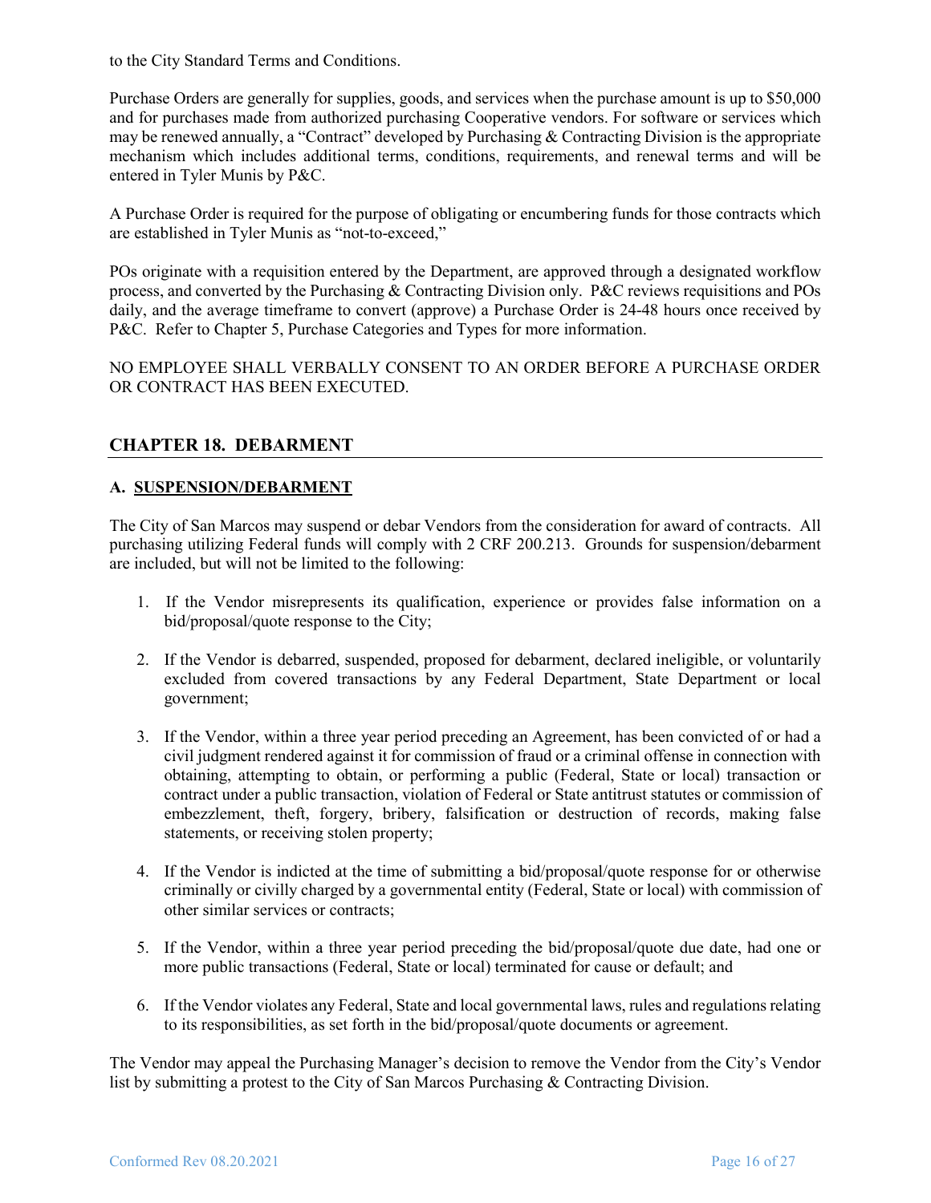to the City Standard Terms and Conditions.

Purchase Orders are generally for supplies, goods, and services when the purchase amount is up to $50,000 and for purchases made from authorized purchasing Cooperative vendors. For software or services which may be renewed annually, a "Contract" developed by Purchasing & Contracting Division is the appropriate mechanism which includes additional terms, conditions, requirements, and renewal terms and will be entered in Tyler Munis by P&C.

A Purchase Order is required for the purpose of obligating or encumbering funds for those contracts which are established in Tyler Munis as "not-to-exceed,"

POs originate with a requisition entered by the Department, are approved through a designated workflow process, and converted by the Purchasing & Contracting Division only. P&C reviews requisitions and POs daily, and the average timeframe to convert (approve) a Purchase Order is 24-48 hours once received by P&C. Refer to Chapter 5, Purchase Categories and Types for more information.

NO EMPLOYEE SHALL VERBALLY CONSENT TO AN ORDER BEFORE A PURCHASE ORDER OR CONTRACT HAS BEEN EXECUTED.

## CHAPTER 18. DEBARMENT

### A. SUSPENSION/DEBARMENT

The City of San Marcos may suspend or debar Vendors from the consideration for award of contracts. All purchasing utilizing Federal funds will comply with 2 CRF 200.213. Grounds for suspension/debarment are included, but will not be limited to the following:

1. If the Vendor misrepresents its qualification, experience or provides false information on a bid/proposal/quote response to the City;

2. If the Vendor is debarred, suspended, proposed for debarment, declared ineligible, or voluntarily excluded from covered transactions by any Federal Department, State Department or local government;

3. If the Vendor, within a three year period preceding an Agreement, has been convicted of or had a civil judgment rendered against it for commission of fraud or a criminal offense in connection with obtaining, attempting to obtain, or performing a public (Federal, State or local) transaction or contract under a public transaction, violation of Federal or State antitrust statutes or commission of embezzlement, theft, forgery, bribery, falsification or destruction of records, making false statements, or receiving stolen property;

4. If the Vendor is indicted at the time of submitting a bid/proposal/quote response for or otherwise criminally or civilly charged by a governmental entity (Federal, State or local) with commission of other similar services or contracts;

5. If the Vendor, within a three year period preceding the bid/proposal/quote due date, had one or more public transactions (Federal, State or local) terminated for cause or default; and

6. If the Vendor violates any Federal, State and local governmental laws, rules and regulations relating to its responsibilities, as set forth in the bid/proposal/quote documents or agreement.

The Vendor may appeal the Purchasing Manager's decision to remove the Vendor from the City's Vendor list by submitting a protest to the City of San Marcos Purchasing & Contracting Division.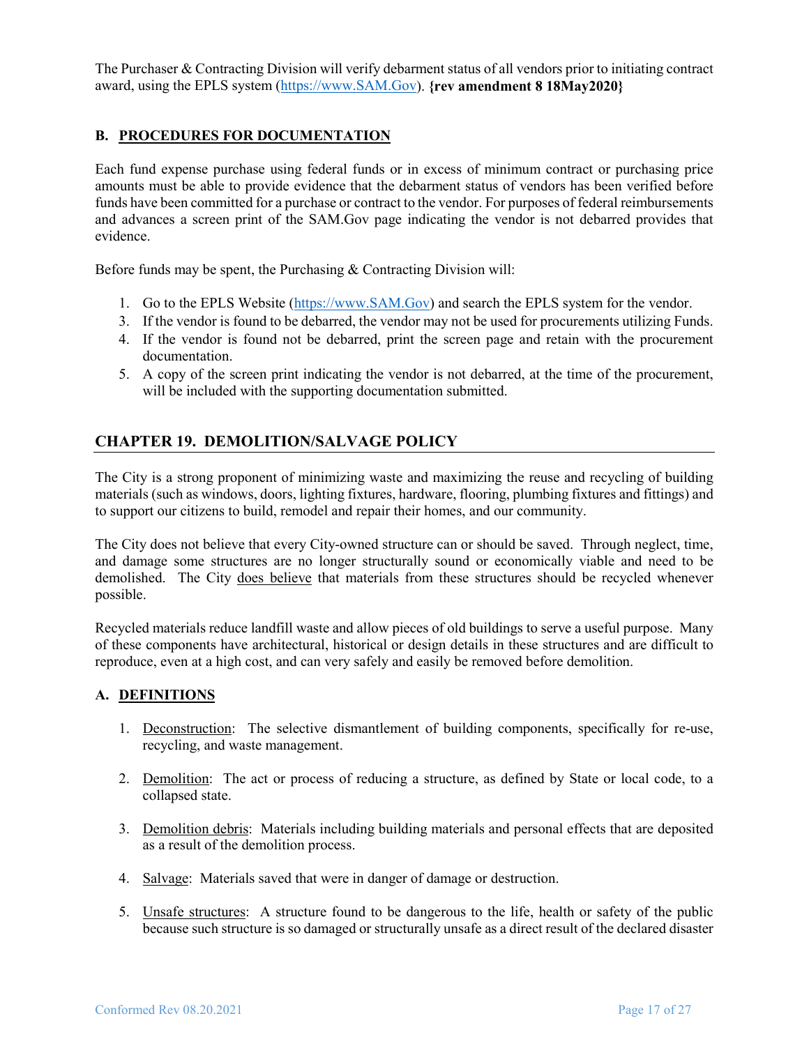The Purchaser & Contracting Division will verify debarment status of all vendors prior to initiating contract award, using the EPLS system (https://www.SAM.Gov). **{rev amendment 8 18May2020}**

### B. PROCEDURES FOR DOCUMENTATION

Each fund expense purchase using federal funds or in excess of minimum contract or purchasing price amounts must be able to provide evidence that the debarment status of vendors has been verified before funds have been committed for a purchase or contract to the vendor. For purposes of federal reimbursements and advances a screen print of the SAM.Gov page indicating the vendor is not debarred provides that evidence.

Before funds may be spent, the Purchasing & Contracting Division will:

1. Go to the EPLS Website (https://www.SAM.Gov) and search the EPLS system for the vendor.
3. If the vendor is found to be debarred, the vendor may not be used for procurements utilizing Funds.
4. If the vendor is found not be debarred, print the screen page and retain with the procurement documentation.
5. A copy of the screen print indicating the vendor is not debarred, at the time of the procurement, will be included with the supporting documentation submitted.

## CHAPTER 19. DEMOLITION/SALVAGE POLICY

The City is a strong proponent of minimizing waste and maximizing the reuse and recycling of building materials (such as windows, doors, lighting fixtures, hardware, flooring, plumbing fixtures and fittings) and to support our citizens to build, remodel and repair their homes, and our community.

The City does not believe that every City-owned structure can or should be saved. Through neglect, time, and damage some structures are no longer structurally sound or economically viable and need to be demolished. The City does believe that materials from these structures should be recycled whenever possible.

Recycled materials reduce landfill waste and allow pieces of old buildings to serve a useful purpose. Many of these components have architectural, historical or design details in these structures and are difficult to reproduce, even at a high cost, and can very safely and easily be removed before demolition.

### A. DEFINITIONS

1. Deconstruction: The selective dismantlement of building components, specifically for re-use, recycling, and waste management.

2. Demolition: The act or process of reducing a structure, as defined by State or local code, to a collapsed state.

3. Demolition debris: Materials including building materials and personal effects that are deposited as a result of the demolition process.

4. Salvage: Materials saved that were in danger of damage or destruction.

5. Unsafe structures: A structure found to be dangerous to the life, health or safety of the public because such structure is so damaged or structurally unsafe as a direct result of the declared disaster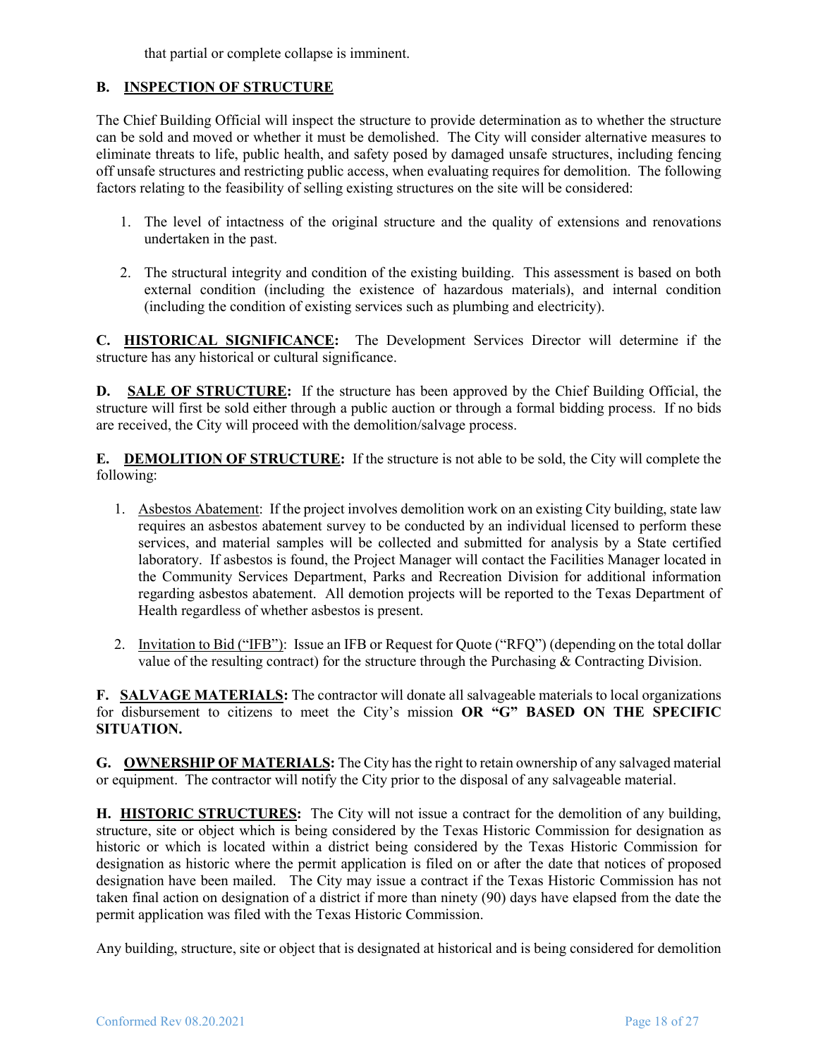that partial or complete collapse is imminent.

**B. INSPECTION OF STRUCTURE**

The Chief Building Official will inspect the structure to provide determination as to whether the structure can be sold and moved or whether it must be demolished. The City will consider alternative measures to eliminate threats to life, public health, and safety posed by damaged unsafe structures, including fencing off unsafe structures and restricting public access, when evaluating requires for demolition. The following factors relating to the feasibility of selling existing structures on the site will be considered:

1. The level of intactness of the original structure and the quality of extensions and renovations undertaken in the past.

2. The structural integrity and condition of the existing building. This assessment is based on both external condition (including the existence of hazardous materials), and internal condition (including the condition of existing services such as plumbing and electricity).

**C. HISTORICAL SIGNIFICANCE:** The Development Services Director will determine if the structure has any historical or cultural significance.

**D. SALE OF STRUCTURE:** If the structure has been approved by the Chief Building Official, the structure will first be sold either through a public auction or through a formal bidding process. If no bids are received, the City will proceed with the demolition/salvage process.

**E. DEMOLITION OF STRUCTURE:** If the structure is not able to be sold, the City will complete the following:

1. Asbestos Abatement: If the project involves demolition work on an existing City building, state law requires an asbestos abatement survey to be conducted by an individual licensed to perform these services, and material samples will be collected and submitted for analysis by a State certified laboratory. If asbestos is found, the Project Manager will contact the Facilities Manager located in the Community Services Department, Parks and Recreation Division for additional information regarding asbestos abatement. All demotion projects will be reported to the Texas Department of Health regardless of whether asbestos is present.

2. Invitation to Bid ("IFB"): Issue an IFB or Request for Quote ("RFQ") (depending on the total dollar value of the resulting contract) for the structure through the Purchasing & Contracting Division.

**F. SALVAGE MATERIALS:** The contractor will donate all salvageable materials to local organizations for disbursement to citizens to meet the City's mission **OR "G" BASED ON THE SPECIFIC SITUATION.**

**G. OWNERSHIP OF MATERIALS:** The City has the right to retain ownership of any salvaged material or equipment. The contractor will notify the City prior to the disposal of any salvageable material.

**H. HISTORIC STRUCTURES:** The City will not issue a contract for the demolition of any building, structure, site or object which is being considered by the Texas Historic Commission for designation as historic or which is located within a district being considered by the Texas Historic Commission for designation as historic where the permit application is filed on or after the date that notices of proposed designation have been mailed. The City may issue a contract if the Texas Historic Commission has not taken final action on designation of a district if more than ninety (90) days have elapsed from the date the permit application was filed with the Texas Historic Commission.

Any building, structure, site or object that is designated at historical and is being considered for demolition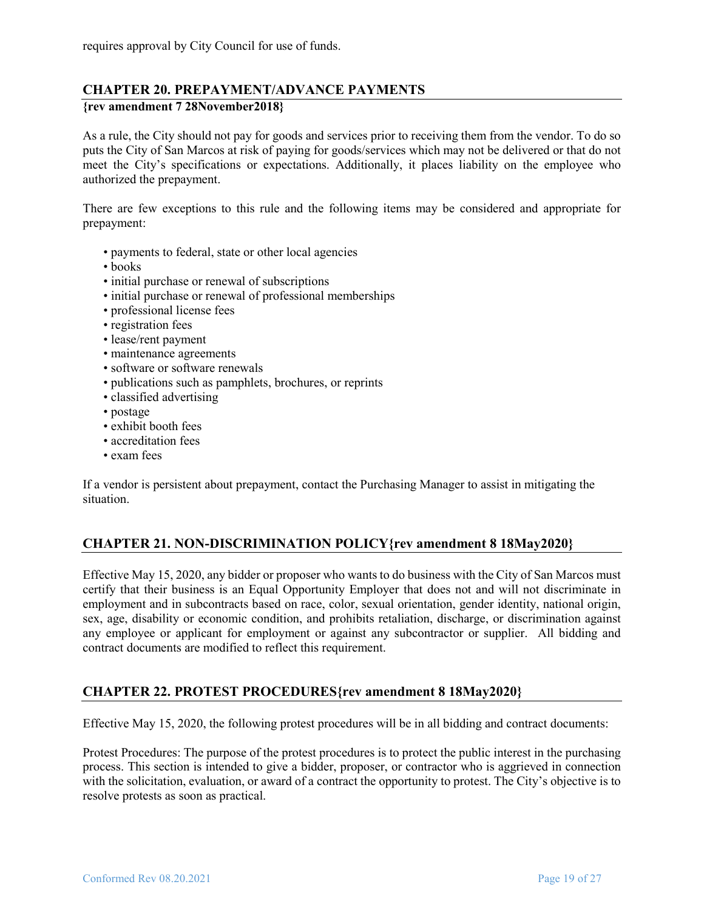requires approval by City Council for use of funds.

## CHAPTER 20. PREPAYMENT/ADVANCE PAYMENTS

**{rev amendment 7 28November2018}**

As a rule, the City should not pay for goods and services prior to receiving them from the vendor. To do so puts the City of San Marcos at risk of paying for goods/services which may not be delivered or that do not meet the City's specifications or expectations. Additionally, it places liability on the employee who authorized the prepayment.

There are few exceptions to this rule and the following items may be considered and appropriate for prepayment:

- payments to federal, state or other local agencies
- books
- initial purchase or renewal of subscriptions
- initial purchase or renewal of professional memberships
- professional license fees
- registration fees
- lease/rent payment
- maintenance agreements
- software or software renewals
- publications such as pamphlets, brochures, or reprints
- classified advertising
- postage
- exhibit booth fees
- accreditation fees
- exam fees

If a vendor is persistent about prepayment, contact the Purchasing Manager to assist in mitigating the situation.

## CHAPTER 21. NON-DISCRIMINATION POLICY{rev amendment 8 18May2020}

Effective May 15, 2020, any bidder or proposer who wants to do business with the City of San Marcos must certify that their business is an Equal Opportunity Employer that does not and will not discriminate in employment and in subcontracts based on race, color, sexual orientation, gender identity, national origin, sex, age, disability or economic condition, and prohibits retaliation, discharge, or discrimination against any employee or applicant for employment or against any subcontractor or supplier. All bidding and contract documents are modified to reflect this requirement.

## CHAPTER 22. PROTEST PROCEDURES{rev amendment 8 18May2020}

Effective May 15, 2020, the following protest procedures will be in all bidding and contract documents:

Protest Procedures: The purpose of the protest procedures is to protect the public interest in the purchasing process. This section is intended to give a bidder, proposer, or contractor who is aggrieved in connection with the solicitation, evaluation, or award of a contract the opportunity to protest. The City's objective is to resolve protests as soon as practical.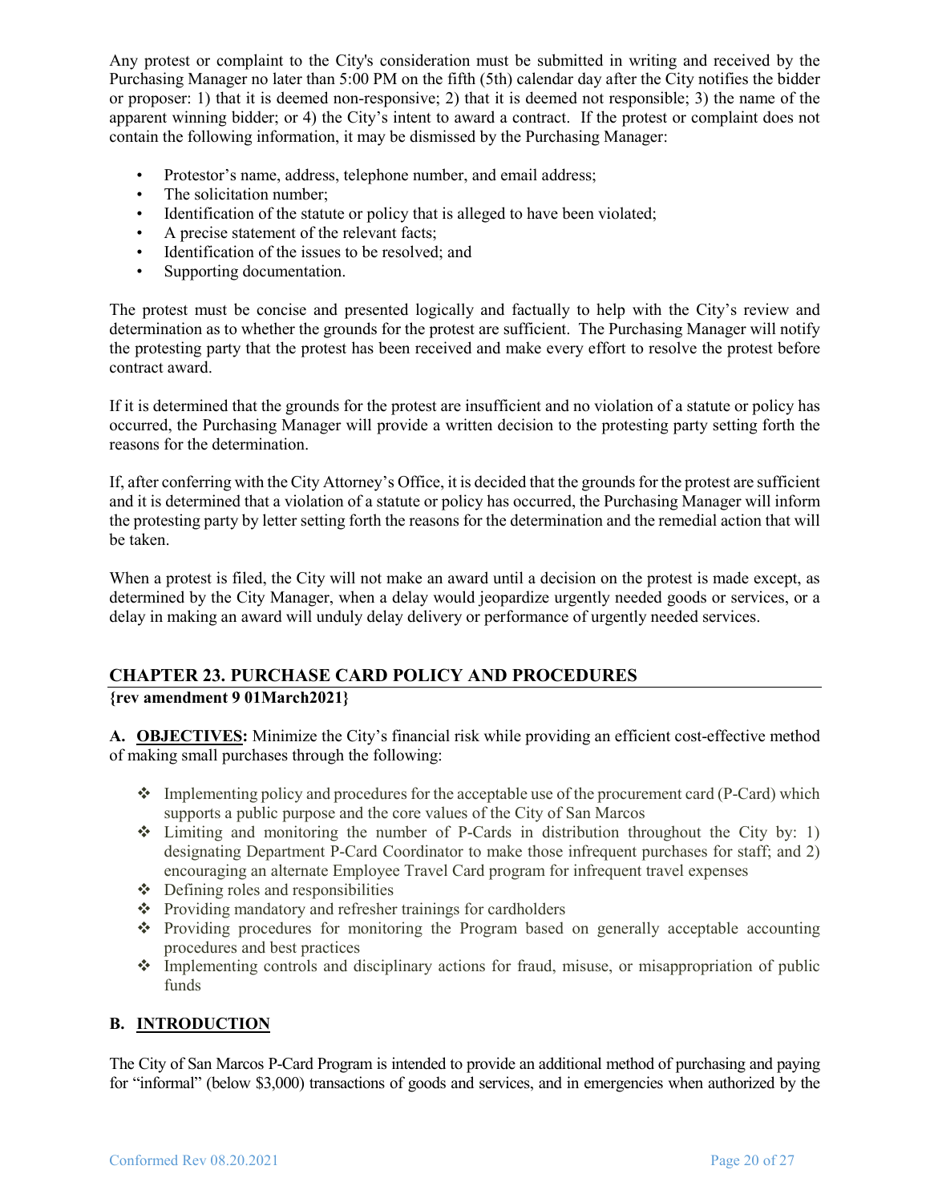Any protest or complaint to the City's consideration must be submitted in writing and received by the Purchasing Manager no later than 5:00 PM on the fifth (5th) calendar day after the City notifies the bidder or proposer: 1) that it is deemed non-responsive; 2) that it is deemed not responsible; 3) the name of the apparent winning bidder; or 4) the City's intent to award a contract. If the protest or complaint does not contain the following information, it may be dismissed by the Purchasing Manager:

- Protestor's name, address, telephone number, and email address;
- The solicitation number;
- Identification of the statute or policy that is alleged to have been violated;
- A precise statement of the relevant facts;
- Identification of the issues to be resolved; and
- Supporting documentation.

The protest must be concise and presented logically and factually to help with the City's review and determination as to whether the grounds for the protest are sufficient. The Purchasing Manager will notify the protesting party that the protest has been received and make every effort to resolve the protest before contract award.

If it is determined that the grounds for the protest are insufficient and no violation of a statute or policy has occurred, the Purchasing Manager will provide a written decision to the protesting party setting forth the reasons for the determination.

If, after conferring with the City Attorney's Office, it is decided that the grounds for the protest are sufficient and it is determined that a violation of a statute or policy has occurred, the Purchasing Manager will inform the protesting party by letter setting forth the reasons for the determination and the remedial action that will be taken.

When a protest is filed, the City will not make an award until a decision on the protest is made except, as determined by the City Manager, when a delay would jeopardize urgently needed goods or services, or a delay in making an award will unduly delay delivery or performance of urgently needed services.

## CHAPTER 23. PURCHASE CARD POLICY AND PROCEDURES

**{rev amendment 9 01March2021}**

**A. OBJECTIVES:** Minimize the City's financial risk while providing an efficient cost-effective method of making small purchases through the following:

- Implementing policy and procedures for the acceptable use of the procurement card (P-Card) which supports a public purpose and the core values of the City of San Marcos
- Limiting and monitoring the number of P-Cards in distribution throughout the City by: 1) designating Department P-Card Coordinator to make those infrequent purchases for staff; and 2) encouraging an alternate Employee Travel Card program for infrequent travel expenses
- Defining roles and responsibilities
- Providing mandatory and refresher trainings for cardholders
- Providing procedures for monitoring the Program based on generally acceptable accounting procedures and best practices
- Implementing controls and disciplinary actions for fraud, misuse, or misappropriation of public funds

### B. INTRODUCTION

The City of San Marcos P-Card Program is intended to provide an additional method of purchasing and paying for "informal" (below $3,000) transactions of goods and services, and in emergencies when authorized by the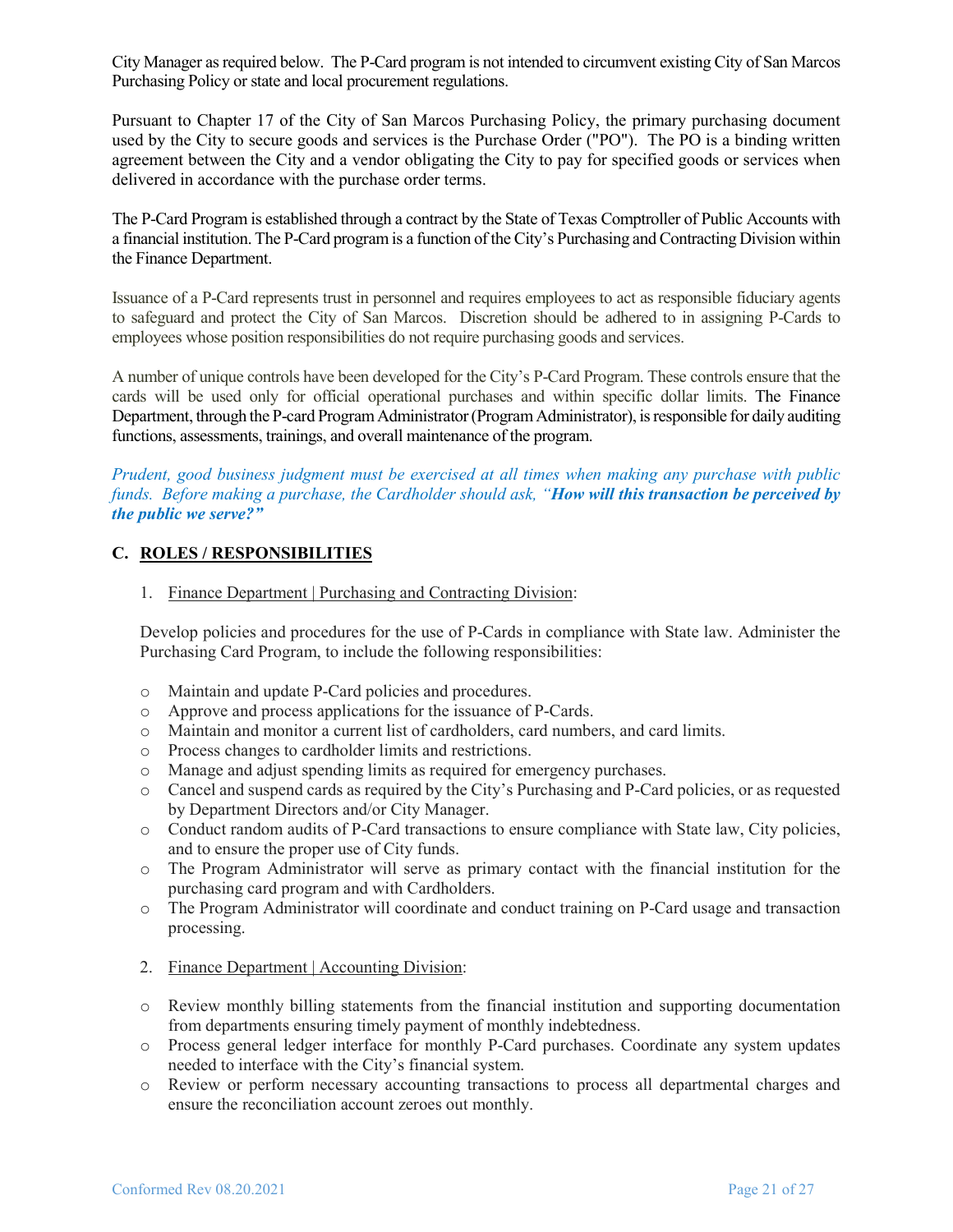City Manager as required below. The P-Card program is not intended to circumvent existing City of San Marcos Purchasing Policy or state and local procurement regulations.

Pursuant to Chapter 17 of the City of San Marcos Purchasing Policy, the primary purchasing document used by the City to secure goods and services is the Purchase Order ("PO"). The PO is a binding written agreement between the City and a vendor obligating the City to pay for specified goods or services when delivered in accordance with the purchase order terms.

The P-Card Program is established through a contract by the State of Texas Comptroller of Public Accounts with a financial institution. The P-Card program is a function of the City's Purchasing and Contracting Division within the Finance Department.

Issuance of a P-Card represents trust in personnel and requires employees to act as responsible fiduciary agents to safeguard and protect the City of San Marcos. Discretion should be adhered to in assigning P-Cards to employees whose position responsibilities do not require purchasing goods and services.

A number of unique controls have been developed for the City's P-Card Program. These controls ensure that the cards will be used only for official operational purchases and within specific dollar limits. The Finance Department, through the P-card Program Administrator (Program Administrator), is responsible for daily auditing functions, assessments, trainings, and overall maintenance of the program.

*Prudent, good business judgment must be exercised at all times when making any purchase with public funds. Before making a purchase, the Cardholder should ask, "**How will this transaction be perceived by the public we serve?**"*

## C. ROLES / RESPONSIBILITIES

1. Finance Department | Purchasing and Contracting Division:

Develop policies and procedures for the use of P-Cards in compliance with State law. Administer the Purchasing Card Program, to include the following responsibilities:

- Maintain and update P-Card policies and procedures.
- Approve and process applications for the issuance of P-Cards.
- Maintain and monitor a current list of cardholders, card numbers, and card limits.
- Process changes to cardholder limits and restrictions.
- Manage and adjust spending limits as required for emergency purchases.
- Cancel and suspend cards as required by the City's Purchasing and P-Card policies, or as requested by Department Directors and/or City Manager.
- Conduct random audits of P-Card transactions to ensure compliance with State law, City policies, and to ensure the proper use of City funds.
- The Program Administrator will serve as primary contact with the financial institution for the purchasing card program and with Cardholders.
- The Program Administrator will coordinate and conduct training on P-Card usage and transaction processing.

2. Finance Department | Accounting Division:

- Review monthly billing statements from the financial institution and supporting documentation from departments ensuring timely payment of monthly indebtedness.
- Process general ledger interface for monthly P-Card purchases. Coordinate any system updates needed to interface with the City's financial system.
- Review or perform necessary accounting transactions to process all departmental charges and ensure the reconciliation account zeroes out monthly.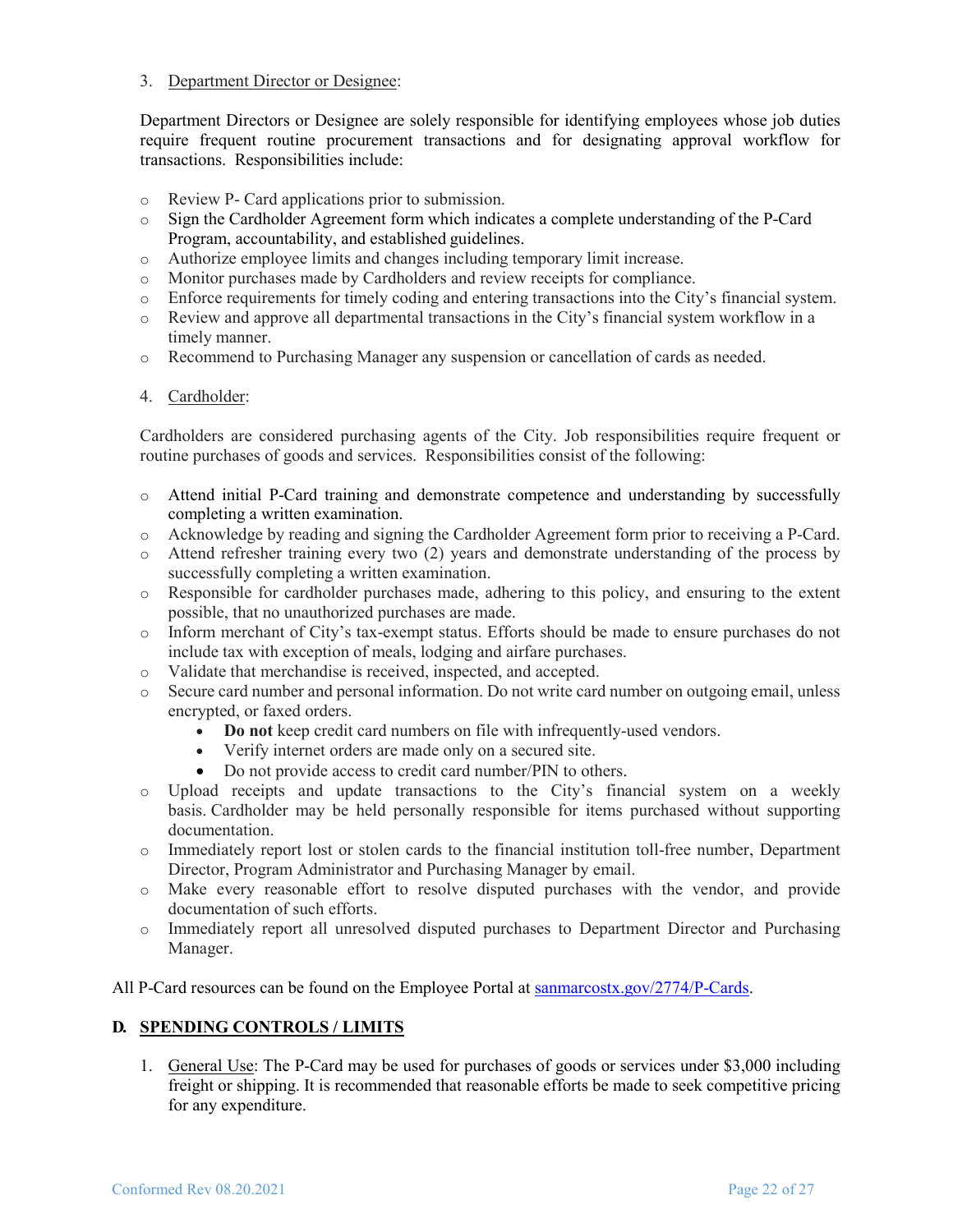3. Department Director or Designee:

Department Directors or Designee are solely responsible for identifying employees whose job duties require frequent routine procurement transactions and for designating approval workflow for transactions. Responsibilities include:

- Review P- Card applications prior to submission.
- Sign the Cardholder Agreement form which indicates a complete understanding of the P-Card Program, accountability, and established guidelines.
- Authorize employee limits and changes including temporary limit increase.
- Monitor purchases made by Cardholders and review receipts for compliance.
- Enforce requirements for timely coding and entering transactions into the City's financial system.
- Review and approve all departmental transactions in the City's financial system workflow in a timely manner.
- Recommend to Purchasing Manager any suspension or cancellation of cards as needed.

4. Cardholder:

Cardholders are considered purchasing agents of the City. Job responsibilities require frequent or routine purchases of goods and services. Responsibilities consist of the following:

- Attend initial P-Card training and demonstrate competence and understanding by successfully completing a written examination.
- Acknowledge by reading and signing the Cardholder Agreement form prior to receiving a P-Card.
- Attend refresher training every two (2) years and demonstrate understanding of the process by successfully completing a written examination.
- Responsible for cardholder purchases made, adhering to this policy, and ensuring to the extent possible, that no unauthorized purchases are made.
- Inform merchant of City's tax-exempt status. Efforts should be made to ensure purchases do not include tax with exception of meals, lodging and airfare purchases.
- Validate that merchandise is received, inspected, and accepted.
- Secure card number and personal information. Do not write card number on outgoing email, unless encrypted, or faxed orders.
  - **Do not** keep credit card numbers on file with infrequently-used vendors.
  - Verify internet orders are made only on a secured site.
  - Do not provide access to credit card number/PIN to others.
- Upload receipts and update transactions to the City's financial system on a weekly basis. Cardholder may be held personally responsible for items purchased without supporting documentation.
- Immediately report lost or stolen cards to the financial institution toll-free number, Department Director, Program Administrator and Purchasing Manager by email.
- Make every reasonable effort to resolve disputed purchases with the vendor, and provide documentation of such efforts.
- Immediately report all unresolved disputed purchases to Department Director and Purchasing Manager.

All P-Card resources can be found on the Employee Portal at sanmarcostx.gov/2774/P-Cards.

## D. SPENDING CONTROLS / LIMITS

1. General Use: The P-Card may be used for purchases of goods or services under $3,000 including freight or shipping. It is recommended that reasonable efforts be made to seek competitive pricing for any expenditure.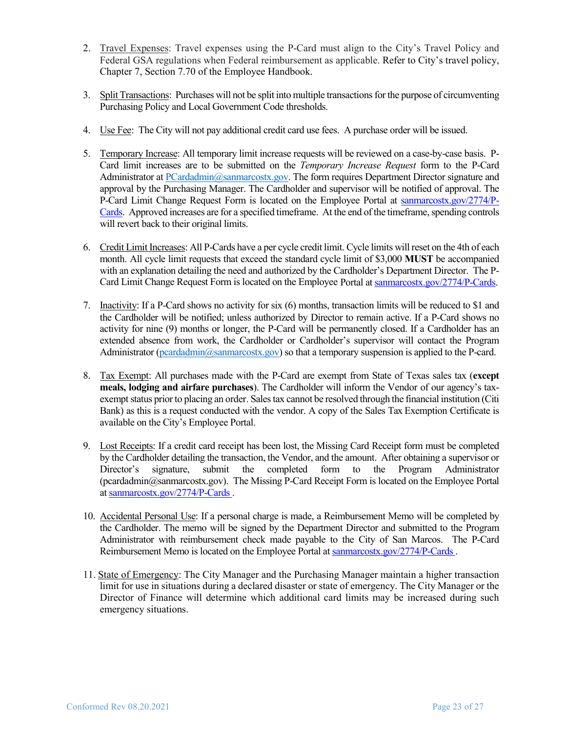2. Travel Expenses: Travel expenses using the P-Card must align to the City's Travel Policy and Federal GSA regulations when Federal reimbursement as applicable. Refer to City's travel policy, Chapter 7, Section 7.70 of the Employee Handbook.

3. Split Transactions: Purchases will not be split into multiple transactions for the purpose of circumventing Purchasing Policy and Local Government Code thresholds.

4. Use Fee: The City will not pay additional credit card use fees. A purchase order will be issued.

5. Temporary Increase: All temporary limit increase requests will be reviewed on a case-by-case basis. P-Card limit increases are to be submitted on the *Temporary Increase Request* form to the P-Card Administrator at [PCardadmin@sanmarcostx.gov](mailto:PCardadmin@sanmarcostx.gov). The form requires Department Director signature and approval by the Purchasing Manager. The Cardholder and supervisor will be notified of approval. The P-Card Limit Change Request Form is located on the Employee Portal at [sanmarcostx.gov/2774/P-Cards](sanmarcostx.gov/2774/P-Cards). Approved increases are for a specified timeframe. At the end of the timeframe, spending controls will revert back to their original limits.

6. Credit Limit Increases: All P-Cards have a per cycle credit limit. Cycle limits will reset on the 4th of each month. All cycle limit requests that exceed the standard cycle limit of $3,000 **MUST** be accompanied with an explanation detailing the need and authorized by the Cardholder's Department Director. The P-Card Limit Change Request Form is located on the Employee Portal at [sanmarcostx.gov/2774/P-Cards](sanmarcostx.gov/2774/P-Cards).

7. Inactivity: If a P-Card shows no activity for six (6) months, transaction limits will be reduced to $1 and the Cardholder will be notified; unless authorized by Director to remain active. If a P-Card shows no activity for nine (9) months or longer, the P-Card will be permanently closed. If a Cardholder has an extended absence from work, the Cardholder or Cardholder's supervisor will contact the Program Administrator ([pcardadmin@sanmarcostx.gov](mailto:pcardadmin@sanmarcostx.gov)) so that a temporary suspension is applied to the P-card.

8. Tax Exempt: All purchases made with the P-Card are exempt from State of Texas sales tax (**except meals, lodging and airfare purchases**). The Cardholder will inform the Vendor of our agency's tax-exempt status prior to placing an order. Sales tax cannot be resolved through the financial institution (Citi Bank) as this is a request conducted with the vendor. A copy of the Sales Tax Exemption Certificate is available on the City's Employee Portal.

9. Lost Receipts: If a credit card receipt has been lost, the Missing Card Receipt form must be completed by the Cardholder detailing the transaction, the Vendor, and the amount. After obtaining a supervisor or Director's signature, submit the completed form to the Program Administrator (pcardadmin@sanmarcostx.gov). The Missing P-Card Receipt Form is located on the Employee Portal at [sanmarcostx.gov/2774/P-Cards](sanmarcostx.gov/2774/P-Cards) .

10. Accidental Personal Use: If a personal charge is made, a Reimbursement Memo will be completed by the Cardholder. The memo will be signed by the Department Director and submitted to the Program Administrator with reimbursement check made payable to the City of San Marcos. The P-Card Reimbursement Memo is located on the Employee Portal at [sanmarcostx.gov/2774/P-Cards](sanmarcostx.gov/2774/P-Cards) .

11. State of Emergency: The City Manager and the Purchasing Manager maintain a higher transaction limit for use in situations during a declared disaster or state of emergency. The City Manager or the Director of Finance will determine which additional card limits may be increased during such emergency situations.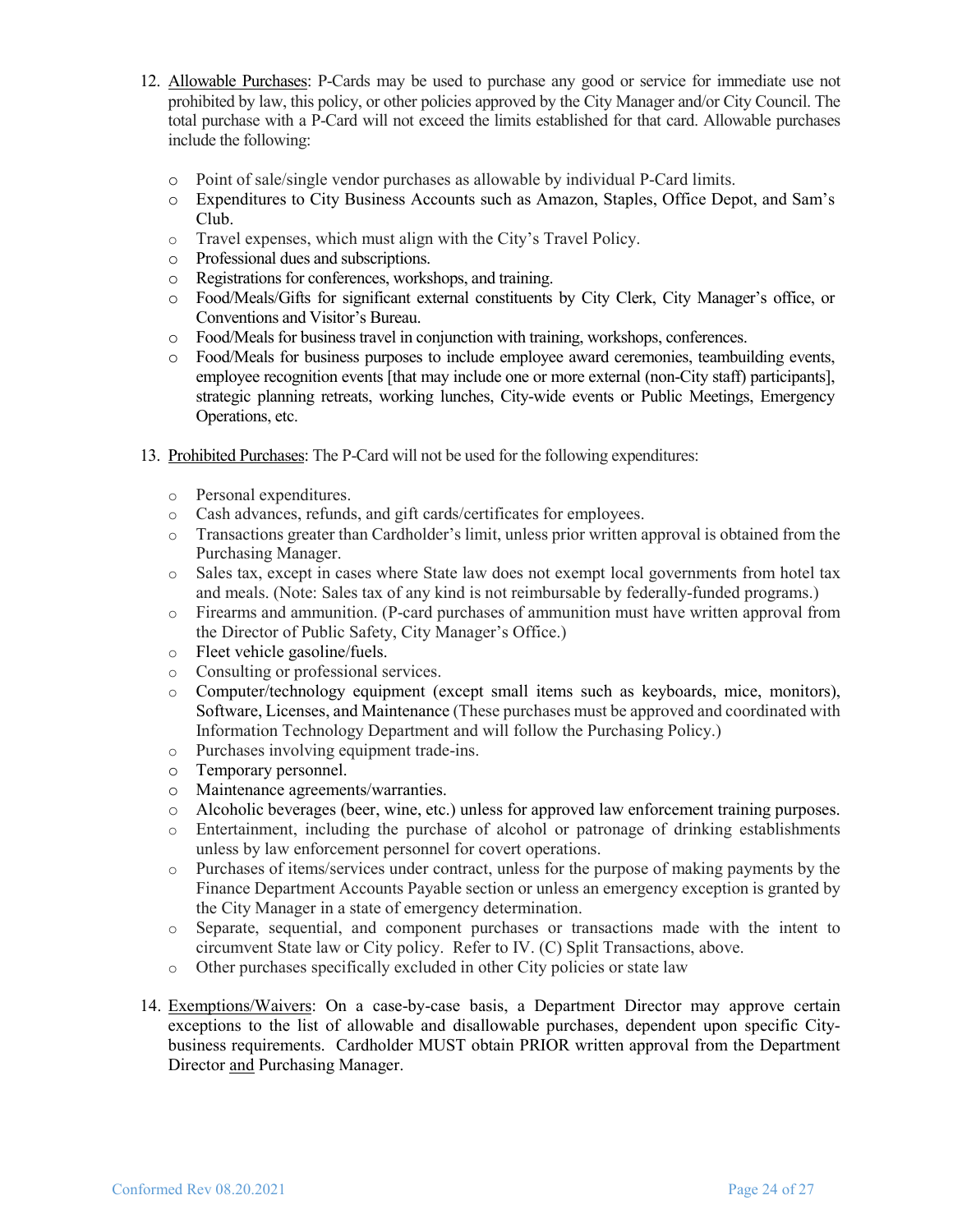12. Allowable Purchases: P-Cards may be used to purchase any good or service for immediate use not prohibited by law, this policy, or other policies approved by the City Manager and/or City Council. The total purchase with a P-Card will not exceed the limits established for that card. Allowable purchases include the following:

    - Point of sale/single vendor purchases as allowable by individual P-Card limits.
    - Expenditures to City Business Accounts such as Amazon, Staples, Office Depot, and Sam's Club.
    - Travel expenses, which must align with the City's Travel Policy.
    - Professional dues and subscriptions.
    - Registrations for conferences, workshops, and training.
    - Food/Meals/Gifts for significant external constituents by City Clerk, City Manager's office, or Conventions and Visitor's Bureau.
    - Food/Meals for business travel in conjunction with training, workshops, conferences.
    - Food/Meals for business purposes to include employee award ceremonies, teambuilding events, employee recognition events [that may include one or more external (non-City staff) participants], strategic planning retreats, working lunches, City-wide events or Public Meetings, Emergency Operations, etc.

13. Prohibited Purchases: The P-Card will not be used for the following expenditures:

    - Personal expenditures.
    - Cash advances, refunds, and gift cards/certificates for employees.
    - Transactions greater than Cardholder's limit, unless prior written approval is obtained from the Purchasing Manager.
    - Sales tax, except in cases where State law does not exempt local governments from hotel tax and meals. (Note: Sales tax of any kind is not reimbursable by federally-funded programs.)
    - Firearms and ammunition. (P-card purchases of ammunition must have written approval from the Director of Public Safety, City Manager's Office.)
    - Fleet vehicle gasoline/fuels.
    - Consulting or professional services.
    - Computer/technology equipment (except small items such as keyboards, mice, monitors), Software, Licenses, and Maintenance (These purchases must be approved and coordinated with Information Technology Department and will follow the Purchasing Policy.)
    - Purchases involving equipment trade-ins.
    - Temporary personnel.
    - Maintenance agreements/warranties.
    - Alcoholic beverages (beer, wine, etc.) unless for approved law enforcement training purposes.
    - Entertainment, including the purchase of alcohol or patronage of drinking establishments unless by law enforcement personnel for covert operations.
    - Purchases of items/services under contract, unless for the purpose of making payments by the Finance Department Accounts Payable section or unless an emergency exception is granted by the City Manager in a state of emergency determination.
    - Separate, sequential, and component purchases or transactions made with the intent to circumvent State law or City policy. Refer to IV. (C) Split Transactions, above.
    - Other purchases specifically excluded in other City policies or state law

14. Exemptions/Waivers: On a case-by-case basis, a Department Director may approve certain exceptions to the list of allowable and disallowable purchases, dependent upon specific City-business requirements. Cardholder MUST obtain PRIOR written approval from the Department Director and Purchasing Manager.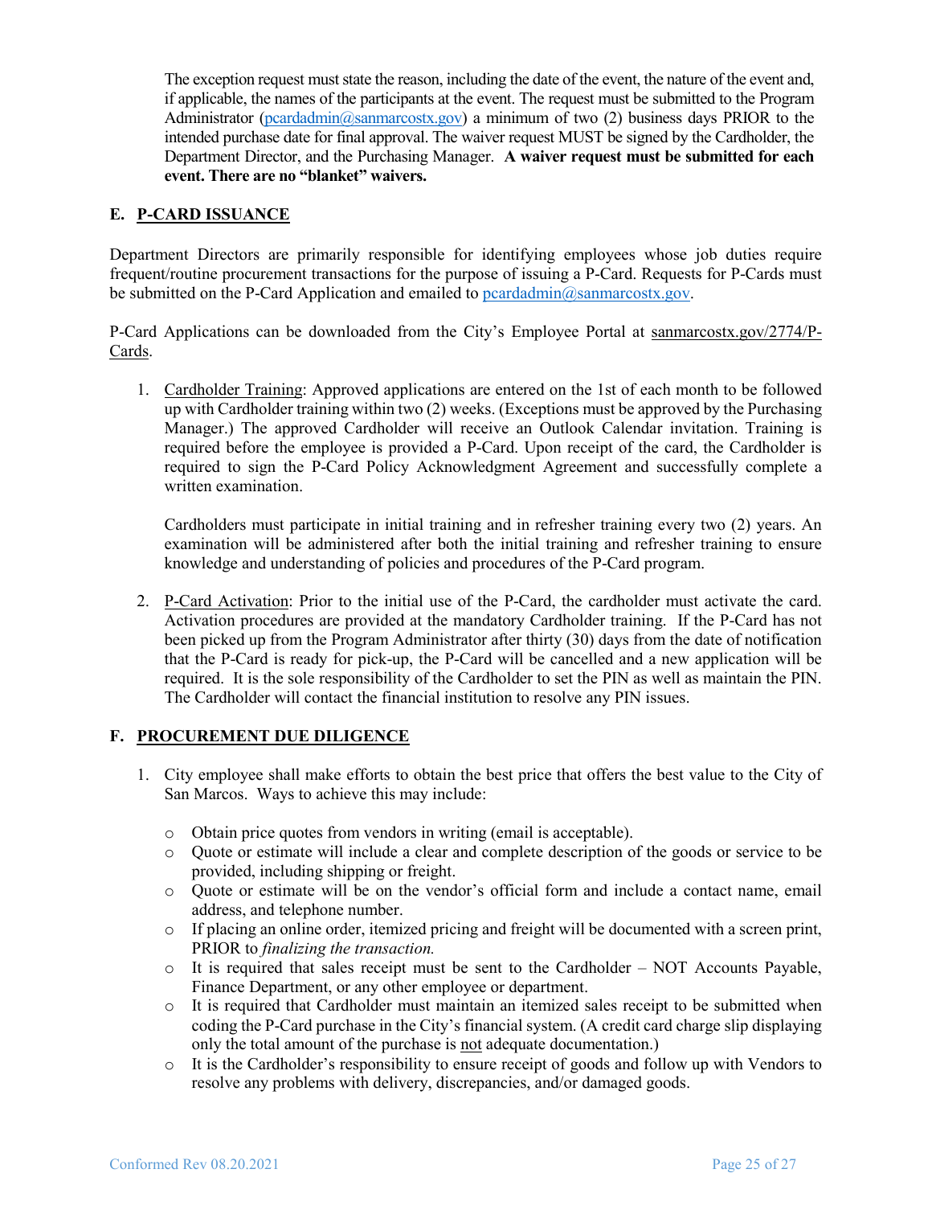The exception request must state the reason, including the date of the event, the nature of the event and, if applicable, the names of the participants at the event. The request must be submitted to the Program Administrator (pcardadmin@sanmarcostx.gov) a minimum of two (2) business days PRIOR to the intended purchase date for final approval. The waiver request MUST be signed by the Cardholder, the Department Director, and the Purchasing Manager. **A waiver request must be submitted for each event. There are no "blanket" waivers.**

## E. P-CARD ISSUANCE

Department Directors are primarily responsible for identifying employees whose job duties require frequent/routine procurement transactions for the purpose of issuing a P-Card. Requests for P-Cards must be submitted on the P-Card Application and emailed to pcardadmin@sanmarcostx.gov.

P-Card Applications can be downloaded from the City's Employee Portal at sanmarcostx.gov/2774/P-Cards.

1. Cardholder Training: Approved applications are entered on the 1st of each month to be followed up with Cardholder training within two (2) weeks. (Exceptions must be approved by the Purchasing Manager.) The approved Cardholder will receive an Outlook Calendar invitation. Training is required before the employee is provided a P-Card. Upon receipt of the card, the Cardholder is required to sign the P-Card Policy Acknowledgment Agreement and successfully complete a written examination.

   Cardholders must participate in initial training and in refresher training every two (2) years. An examination will be administered after both the initial training and refresher training to ensure knowledge and understanding of policies and procedures of the P-Card program.

2. P-Card Activation: Prior to the initial use of the P-Card, the cardholder must activate the card. Activation procedures are provided at the mandatory Cardholder training. If the P-Card has not been picked up from the Program Administrator after thirty (30) days from the date of notification that the P-Card is ready for pick-up, the P-Card will be cancelled and a new application will be required. It is the sole responsibility of the Cardholder to set the PIN as well as maintain the PIN. The Cardholder will contact the financial institution to resolve any PIN issues.

## F. PROCUREMENT DUE DILIGENCE

1. City employee shall make efforts to obtain the best price that offers the best value to the City of San Marcos. Ways to achieve this may include:

   - Obtain price quotes from vendors in writing (email is acceptable).
   - Quote or estimate will include a clear and complete description of the goods or service to be provided, including shipping or freight.
   - Quote or estimate will be on the vendor's official form and include a contact name, email address, and telephone number.
   - If placing an online order, itemized pricing and freight will be documented with a screen print, PRIOR to *finalizing the transaction.*
   - It is required that sales receipt must be sent to the Cardholder – NOT Accounts Payable, Finance Department, or any other employee or department.
   - It is required that Cardholder must maintain an itemized sales receipt to be submitted when coding the P-Card purchase in the City's financial system. (A credit card charge slip displaying only the total amount of the purchase is not adequate documentation.)
   - It is the Cardholder's responsibility to ensure receipt of goods and follow up with Vendors to resolve any problems with delivery, discrepancies, and/or damaged goods.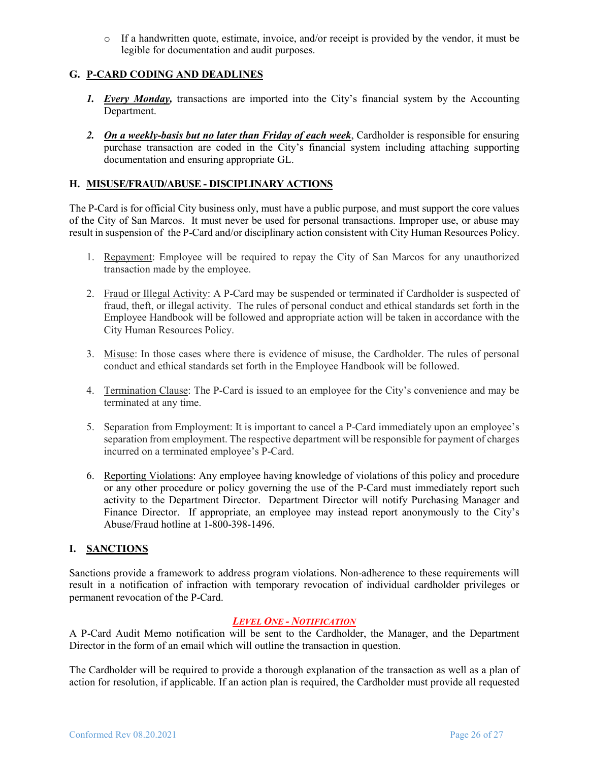- If a handwritten quote, estimate, invoice, and/or receipt is provided by the vendor, it must be legible for documentation and audit purposes.

## G. P-CARD CODING AND DEADLINES

1. ***Every Monday,*** transactions are imported into the City's financial system by the Accounting Department.

2. ***On a weekly-basis but no later than Friday of each week***, Cardholder is responsible for ensuring purchase transaction are coded in the City's financial system including attaching supporting documentation and ensuring appropriate GL.

## H. MISUSE/FRAUD/ABUSE - DISCIPLINARY ACTIONS

The P-Card is for official City business only, must have a public purpose, and must support the core values of the City of San Marcos. It must never be used for personal transactions. Improper use, or abuse may result in suspension of the P-Card and/or disciplinary action consistent with City Human Resources Policy.

1. Repayment: Employee will be required to repay the City of San Marcos for any unauthorized transaction made by the employee.

2. Fraud or Illegal Activity: A P-Card may be suspended or terminated if Cardholder is suspected of fraud, theft, or illegal activity. The rules of personal conduct and ethical standards set forth in the Employee Handbook will be followed and appropriate action will be taken in accordance with the City Human Resources Policy.

3. Misuse: In those cases where there is evidence of misuse, the Cardholder. The rules of personal conduct and ethical standards set forth in the Employee Handbook will be followed.

4. Termination Clause: The P-Card is issued to an employee for the City's convenience and may be terminated at any time.

5. Separation from Employment: It is important to cancel a P-Card immediately upon an employee's separation from employment. The respective department will be responsible for payment of charges incurred on a terminated employee's P-Card.

6. Reporting Violations: Any employee having knowledge of violations of this policy and procedure or any other procedure or policy governing the use of the P-Card must immediately report such activity to the Department Director. Department Director will notify Purchasing Manager and Finance Director. If appropriate, an employee may instead report anonymously to the City's Abuse/Fraud hotline at 1-800-398-1496.

## I. SANCTIONS

Sanctions provide a framework to address program violations. Non-adherence to these requirements will result in a notification of infraction with temporary revocation of individual cardholder privileges or permanent revocation of the P-Card.

### *LEVEL ONE - NOTIFICATION*

A P-Card Audit Memo notification will be sent to the Cardholder, the Manager, and the Department Director in the form of an email which will outline the transaction in question.

The Cardholder will be required to provide a thorough explanation of the transaction as well as a plan of action for resolution, if applicable. If an action plan is required, the Cardholder must provide all requested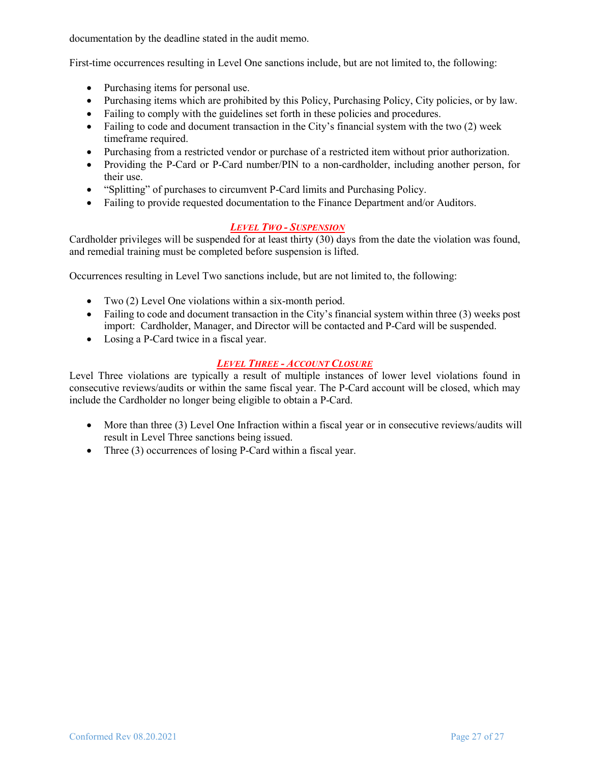documentation by the deadline stated in the audit memo.

First-time occurrences resulting in Level One sanctions include, but are not limited to, the following:

- Purchasing items for personal use.
- Purchasing items which are prohibited by this Policy, Purchasing Policy, City policies, or by law.
- Failing to comply with the guidelines set forth in these policies and procedures.
- Failing to code and document transaction in the City's financial system with the two (2) week timeframe required.
- Purchasing from a restricted vendor or purchase of a restricted item without prior authorization.
- Providing the P-Card or P-Card number/PIN to a non-cardholder, including another person, for their use.
- "Splitting" of purchases to circumvent P-Card limits and Purchasing Policy.
- Failing to provide requested documentation to the Finance Department and/or Auditors.

### *Level Two - Suspension*

Cardholder privileges will be suspended for at least thirty (30) days from the date the violation was found, and remedial training must be completed before suspension is lifted.

Occurrences resulting in Level Two sanctions include, but are not limited to, the following:

- Two (2) Level One violations within a six-month period.
- Failing to code and document transaction in the City's financial system within three (3) weeks post import: Cardholder, Manager, and Director will be contacted and P-Card will be suspended.
- Losing a P-Card twice in a fiscal year.

### *Level Three - Account Closure*

Level Three violations are typically a result of multiple instances of lower level violations found in consecutive reviews/audits or within the same fiscal year. The P-Card account will be closed, which may include the Cardholder no longer being eligible to obtain a P-Card.

- More than three (3) Level One Infraction within a fiscal year or in consecutive reviews/audits will result in Level Three sanctions being issued.
- Three (3) occurrences of losing P-Card within a fiscal year.